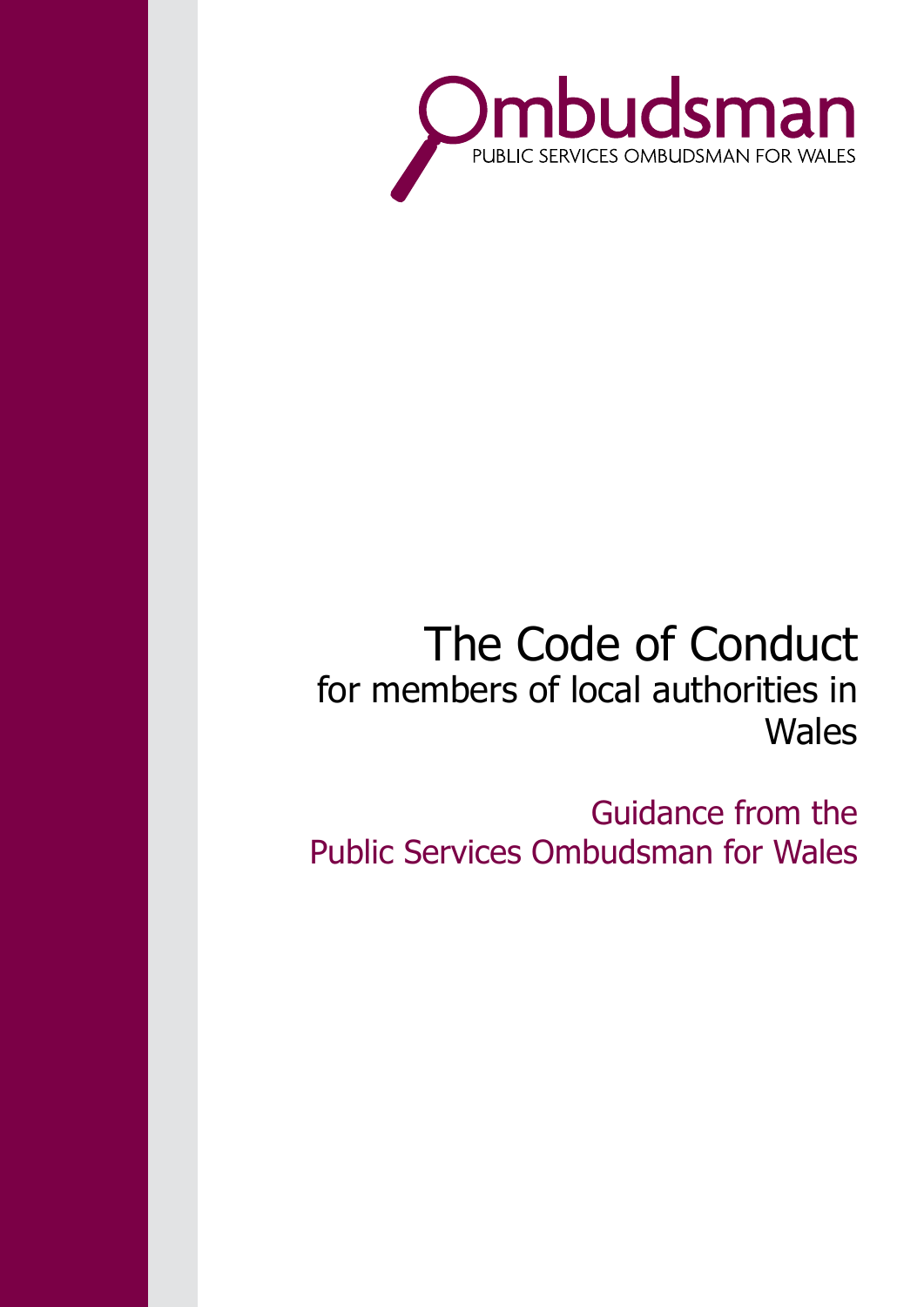Ombudsman

PUBLIC SERVICES OMBUDSMAN FOR WALES

# The Code of Conduct

## for members of local authorities in Wales

### Guidance from the Public Services Ombudsman for Wales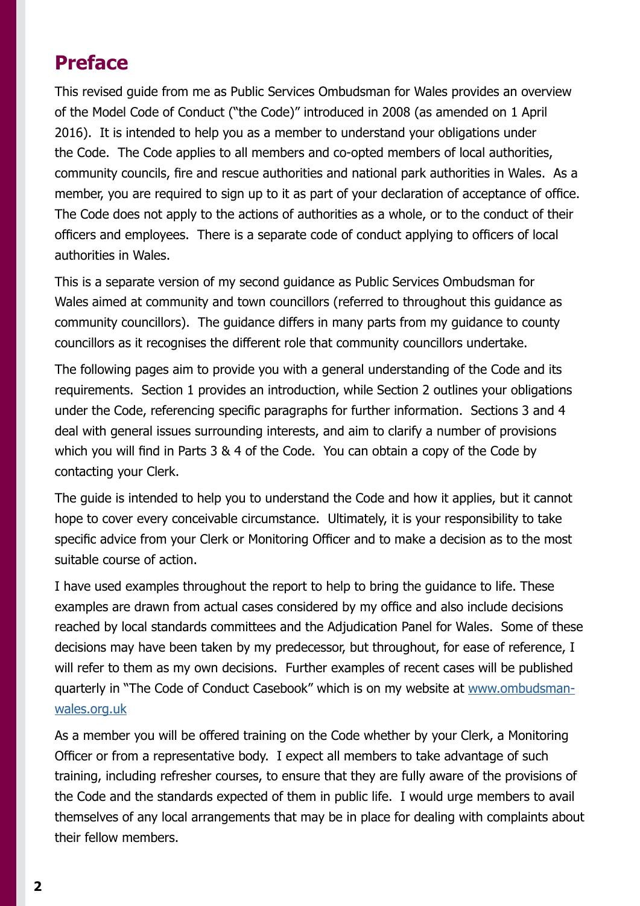## Preface

This revised guide from me as Public Services Ombudsman for Wales provides an overview of the Model Code of Conduct ("the Code)" introduced in 2008 (as amended on 1 April 2016). It is intended to help you as a member to understand your obligations under the Code. The Code applies to all members and co-opted members of local authorities, community councils, fire and rescue authorities and national park authorities in Wales. As a member, you are required to sign up to it as part of your declaration of acceptance of office. The Code does not apply to the actions of authorities as a whole, or to the conduct of their officers and employees. There is a separate code of conduct applying to officers of local authorities in Wales.

This is a separate version of my second guidance as Public Services Ombudsman for Wales aimed at community and town councillors (referred to throughout this guidance as community councillors). The guidance differs in many parts from my guidance to county councillors as it recognises the different role that community councillors undertake.

The following pages aim to provide you with a general understanding of the Code and its requirements. Section 1 provides an introduction, while Section 2 outlines your obligations under the Code, referencing specific paragraphs for further information. Sections 3 and 4 deal with general issues surrounding interests, and aim to clarify a number of provisions which you will find in Parts 3 & 4 of the Code. You can obtain a copy of the Code by contacting your Clerk.

The guide is intended to help you to understand the Code and how it applies, but it cannot hope to cover every conceivable circumstance. Ultimately, it is your responsibility to take specific advice from your Clerk or Monitoring Officer and to make a decision as to the most suitable course of action.

I have used examples throughout the report to help to bring the guidance to life. These examples are drawn from actual cases considered by my office and also include decisions reached by local standards committees and the Adjudication Panel for Wales. Some of these decisions may have been taken by my predecessor, but throughout, for ease of reference, I will refer to them as my own decisions. Further examples of recent cases will be published quarterly in "The Code of Conduct Casebook" which is on my website at [www.ombudsman-wales.org.uk](http://www.ombudsman-wales.org.uk)

As a member you will be offered training on the Code whether by your Clerk, a Monitoring Officer or from a representative body. I expect all members to take advantage of such training, including refresher courses, to ensure that they are fully aware of the provisions of the Code and the standards expected of them in public life. I would urge members to avail themselves of any local arrangements that may be in place for dealing with complaints about their fellow members.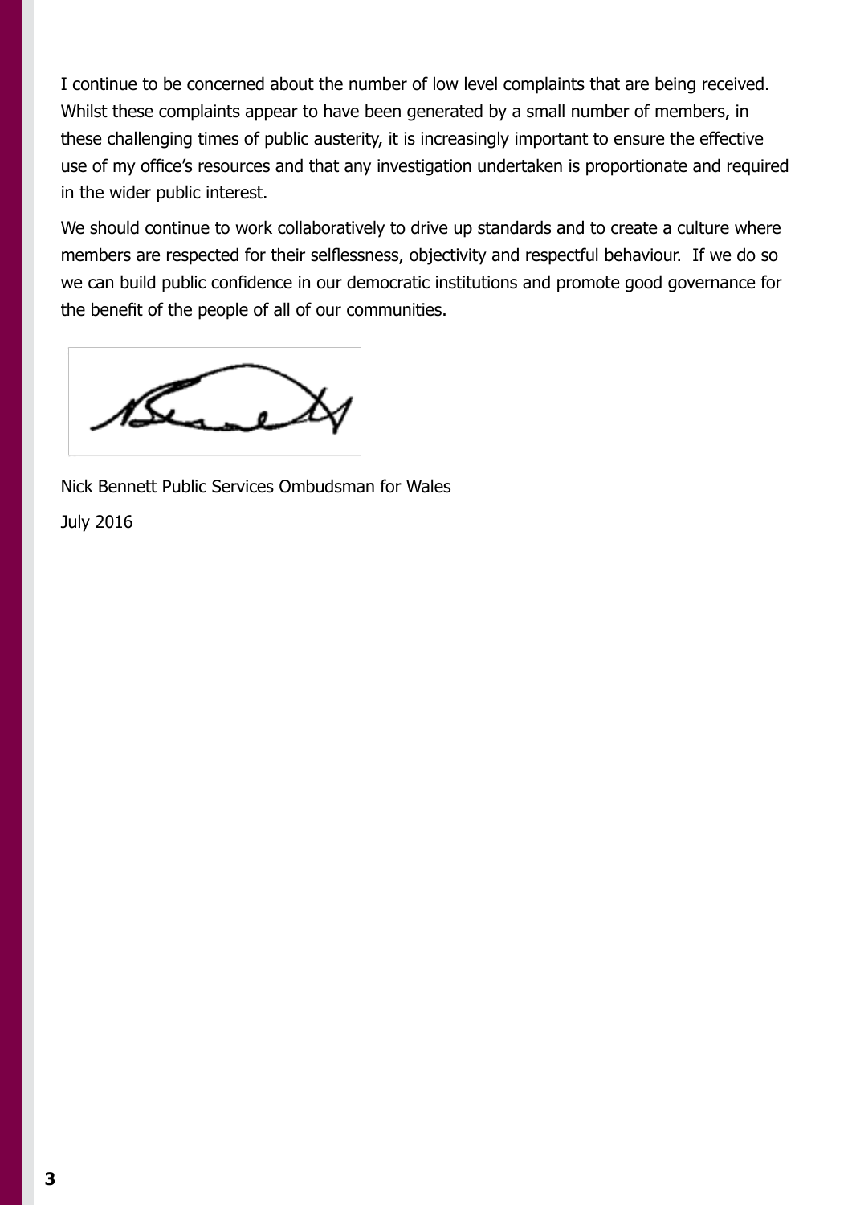I continue to be concerned about the number of low level complaints that are being received. Whilst these complaints appear to have been generated by a small number of members, in these challenging times of public austerity, it is increasingly important to ensure the effective use of my office's resources and that any investigation undertaken is proportionate and required in the wider public interest.

We should continue to work collaboratively to drive up standards and to create a culture where members are respected for their selflessness, objectivity and respectful behaviour. If we do so we can build public confidence in our democratic institutions and promote good governance for the benefit of the people of all of our communities.

Nick Bennett Public Services Ombudsman for Wales

July 2016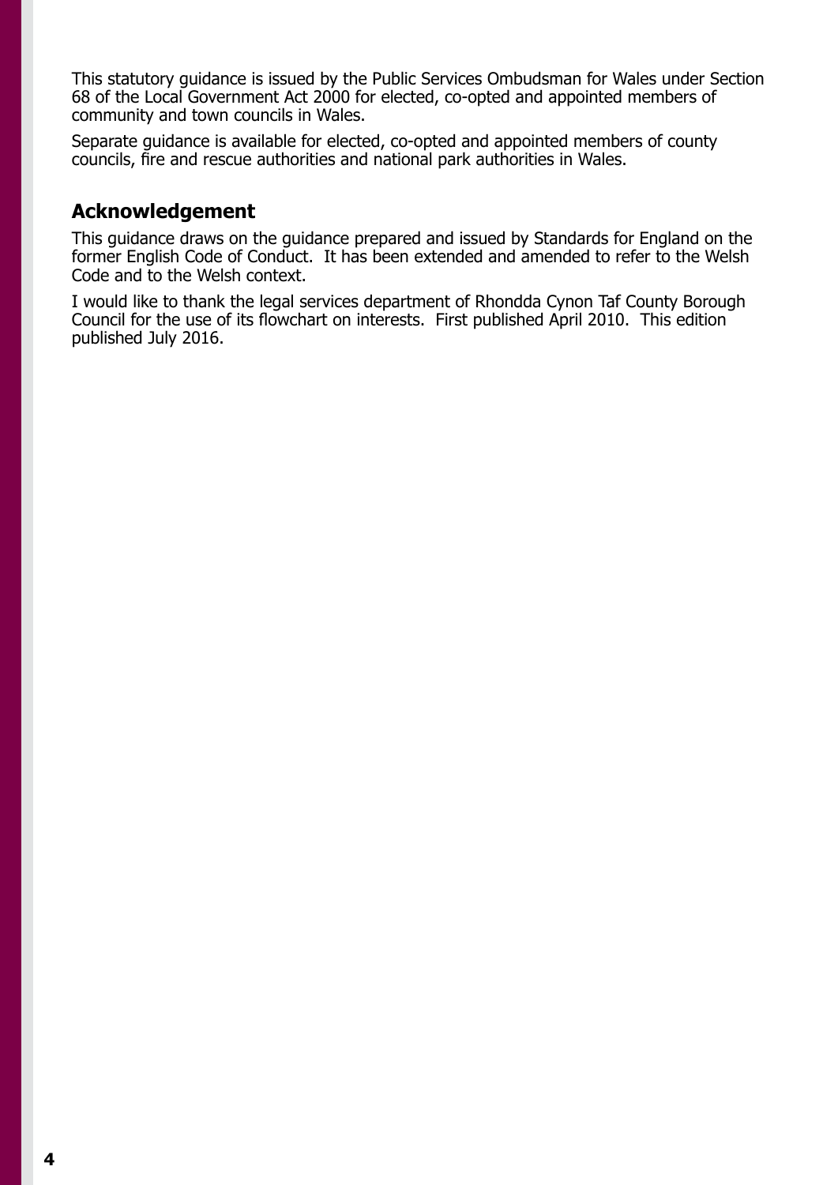This statutory guidance is issued by the Public Services Ombudsman for Wales under Section 68 of the Local Government Act 2000 for elected, co-opted and appointed members of community and town councils in Wales.

Separate guidance is available for elected, co-opted and appointed members of county councils, fire and rescue authorities and national park authorities in Wales.

## Acknowledgement

This guidance draws on the guidance prepared and issued by Standards for England on the former English Code of Conduct. It has been extended and amended to refer to the Welsh Code and to the Welsh context.

I would like to thank the legal services department of Rhondda Cynon Taf County Borough Council for the use of its flowchart on interests. First published April 2010. This edition published July 2016.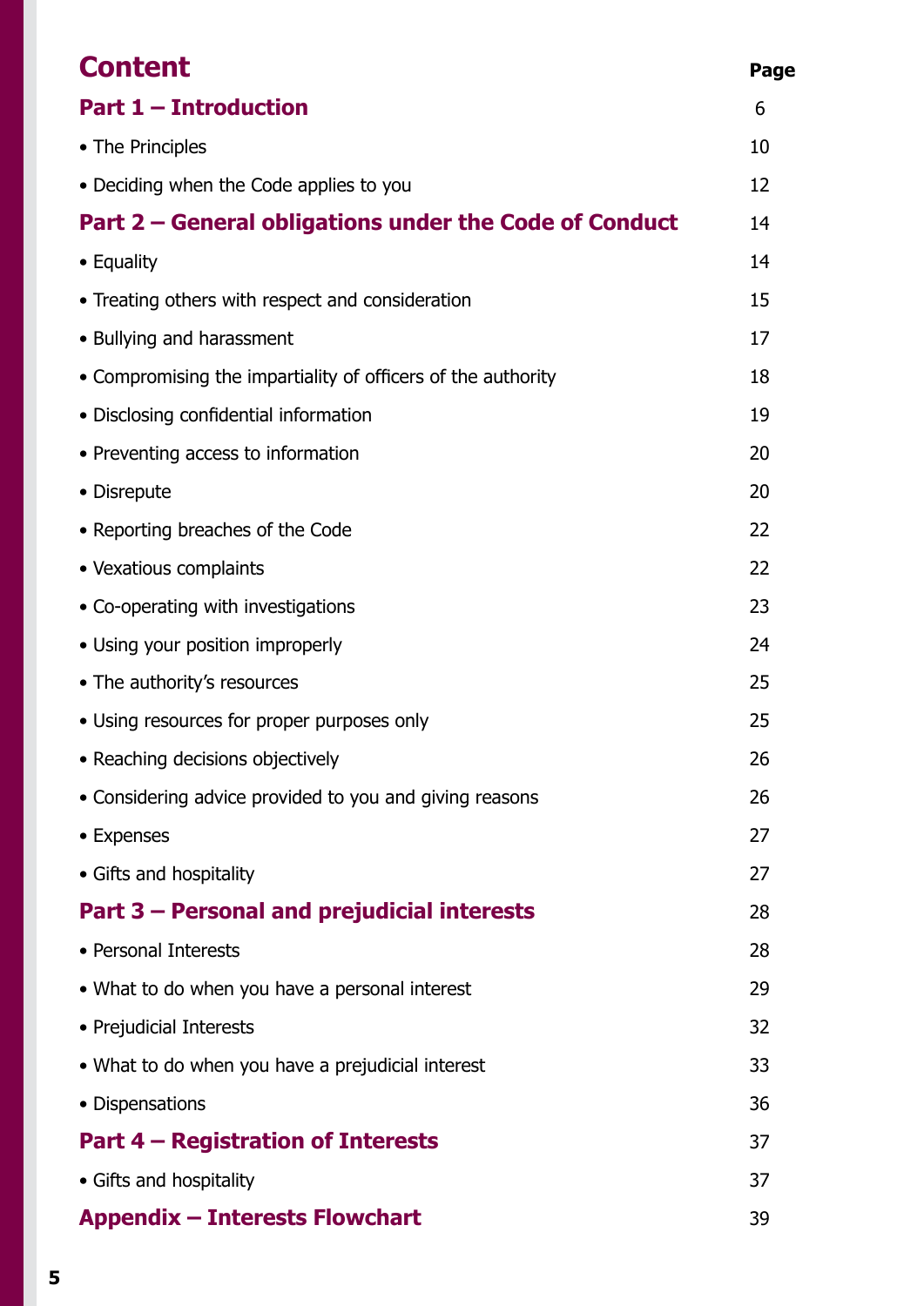# Content

| | Page |
|---|---|
| **Part 1 – Introduction** | 6 |
| • The Principles | 10 |
| • Deciding when the Code applies to you | 12 |
| **Part 2 – General obligations under the Code of Conduct** | 14 |
| • Equality | 14 |
| • Treating others with respect and consideration | 15 |
| • Bullying and harassment | 17 |
| • Compromising the impartiality of officers of the authority | 18 |
| • Disclosing confidential information | 19 |
| • Preventing access to information | 20 |
| • Disrepute | 20 |
| • Reporting breaches of the Code | 22 |
| • Vexatious complaints | 22 |
| • Co-operating with investigations | 23 |
| • Using your position improperly | 24 |
| • The authority's resources | 25 |
| • Using resources for proper purposes only | 25 |
| • Reaching decisions objectively | 26 |
| • Considering advice provided to you and giving reasons | 26 |
| • Expenses | 27 |
| • Gifts and hospitality | 27 |
| **Part 3 – Personal and prejudicial interests** | 28 |
| • Personal Interests | 28 |
| • What to do when you have a personal interest | 29 |
| • Prejudicial Interests | 32 |
| • What to do when you have a prejudicial interest | 33 |
| • Dispensations | 36 |
| **Part 4 – Registration of Interests** | 37 |
| • Gifts and hospitality | 37 |
| **Appendix – Interests Flowchart** | 39 |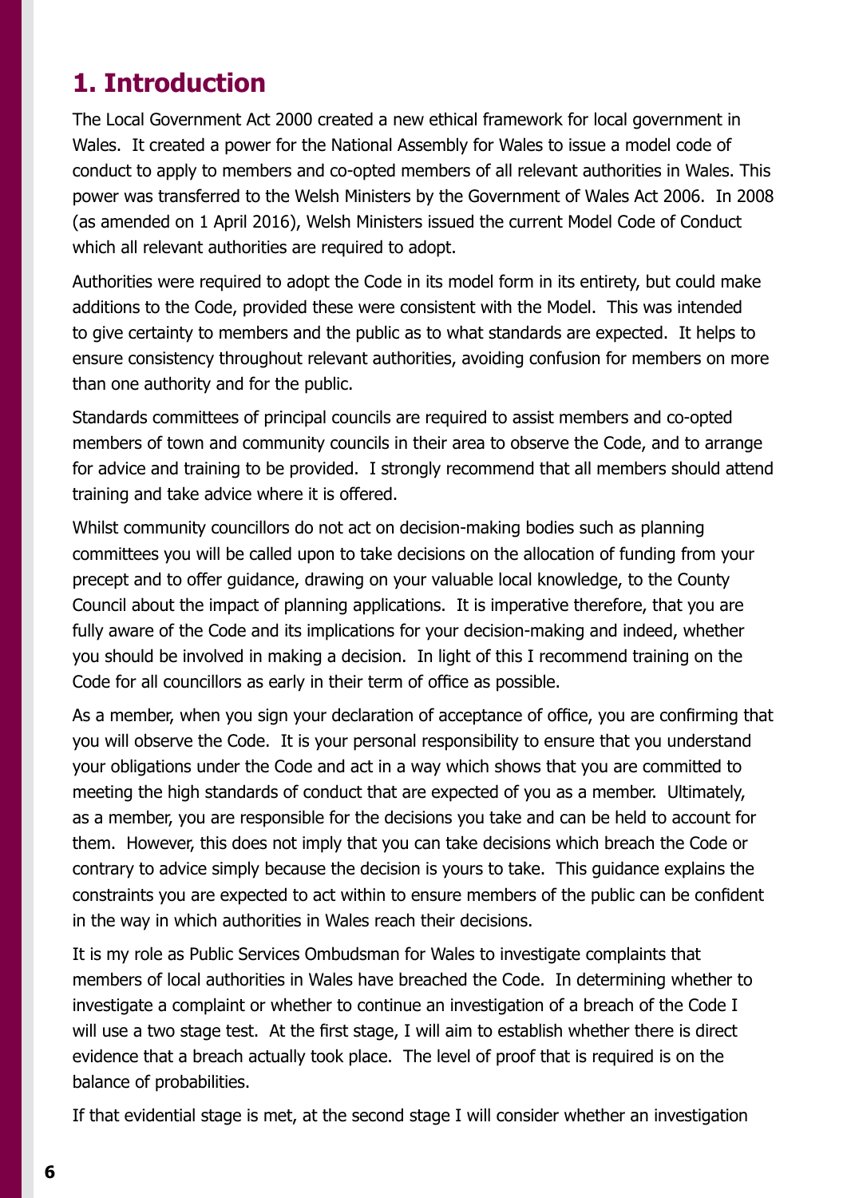# 1. Introduction

The Local Government Act 2000 created a new ethical framework for local government in Wales. It created a power for the National Assembly for Wales to issue a model code of conduct to apply to members and co-opted members of all relevant authorities in Wales. This power was transferred to the Welsh Ministers by the Government of Wales Act 2006. In 2008 (as amended on 1 April 2016), Welsh Ministers issued the current Model Code of Conduct which all relevant authorities are required to adopt.

Authorities were required to adopt the Code in its model form in its entirety, but could make additions to the Code, provided these were consistent with the Model. This was intended to give certainty to members and the public as to what standards are expected. It helps to ensure consistency throughout relevant authorities, avoiding confusion for members on more than one authority and for the public.

Standards committees of principal councils are required to assist members and co-opted members of town and community councils in their area to observe the Code, and to arrange for advice and training to be provided. I strongly recommend that all members should attend training and take advice where it is offered.

Whilst community councillors do not act on decision-making bodies such as planning committees you will be called upon to take decisions on the allocation of funding from your precept and to offer guidance, drawing on your valuable local knowledge, to the County Council about the impact of planning applications. It is imperative therefore, that you are fully aware of the Code and its implications for your decision-making and indeed, whether you should be involved in making a decision. In light of this I recommend training on the Code for all councillors as early in their term of office as possible.

As a member, when you sign your declaration of acceptance of office, you are confirming that you will observe the Code. It is your personal responsibility to ensure that you understand your obligations under the Code and act in a way which shows that you are committed to meeting the high standards of conduct that are expected of you as a member. Ultimately, as a member, you are responsible for the decisions you take and can be held to account for them. However, this does not imply that you can take decisions which breach the Code or contrary to advice simply because the decision is yours to take. This guidance explains the constraints you are expected to act within to ensure members of the public can be confident in the way in which authorities in Wales reach their decisions.

It is my role as Public Services Ombudsman for Wales to investigate complaints that members of local authorities in Wales have breached the Code. In determining whether to investigate a complaint or whether to continue an investigation of a breach of the Code I will use a two stage test. At the first stage, I will aim to establish whether there is direct evidence that a breach actually took place. The level of proof that is required is on the balance of probabilities.

If that evidential stage is met, at the second stage I will consider whether an investigation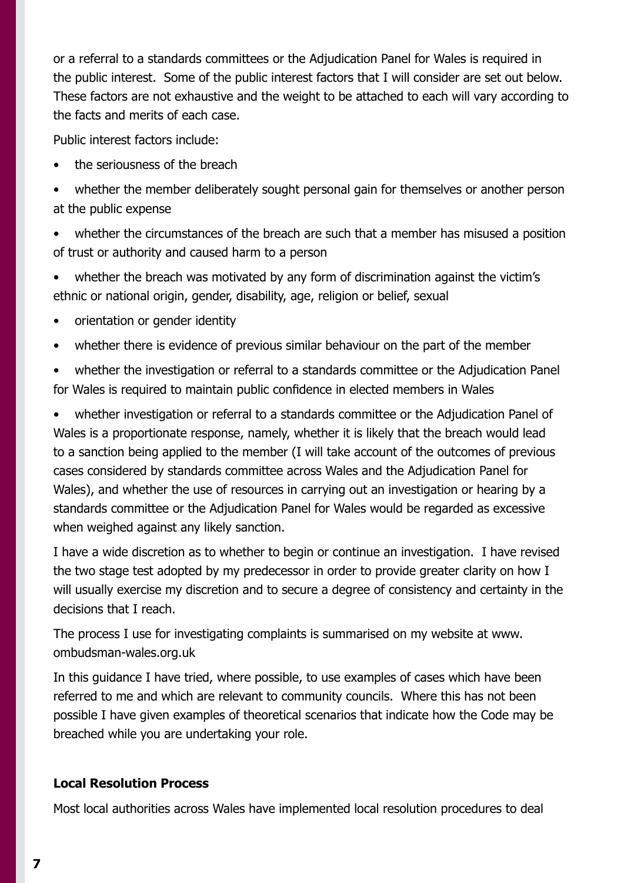or a referral to a standards committees or the Adjudication Panel for Wales is required in the public interest. Some of the public interest factors that I will consider are set out below. These factors are not exhaustive and the weight to be attached to each will vary according to the facts and merits of each case.

Public interest factors include:

- the seriousness of the breach
- whether the member deliberately sought personal gain for themselves or another person at the public expense
- whether the circumstances of the breach are such that a member has misused a position of trust or authority and caused harm to a person
- whether the breach was motivated by any form of discrimination against the victim's ethnic or national origin, gender, disability, age, religion or belief, sexual
- orientation or gender identity
- whether there is evidence of previous similar behaviour on the part of the member
- whether the investigation or referral to a standards committee or the Adjudication Panel for Wales is required to maintain public confidence in elected members in Wales
- whether investigation or referral to a standards committee or the Adjudication Panel of Wales is a proportionate response, namely, whether it is likely that the breach would lead to a sanction being applied to the member (I will take account of the outcomes of previous cases considered by standards committee across Wales and the Adjudication Panel for Wales), and whether the use of resources in carrying out an investigation or hearing by a standards committee or the Adjudication Panel for Wales would be regarded as excessive when weighed against any likely sanction.

I have a wide discretion as to whether to begin or continue an investigation. I have revised the two stage test adopted by my predecessor in order to provide greater clarity on how I will usually exercise my discretion and to secure a degree of consistency and certainty in the decisions that I reach.

The process I use for investigating complaints is summarised on my website at www.ombudsman-wales.org.uk

In this guidance I have tried, where possible, to use examples of cases which have been referred to me and which are relevant to community councils. Where this has not been possible I have given examples of theoretical scenarios that indicate how the Code may be breached while you are undertaking your role.

**Local Resolution Process**

Most local authorities across Wales have implemented local resolution procedures to deal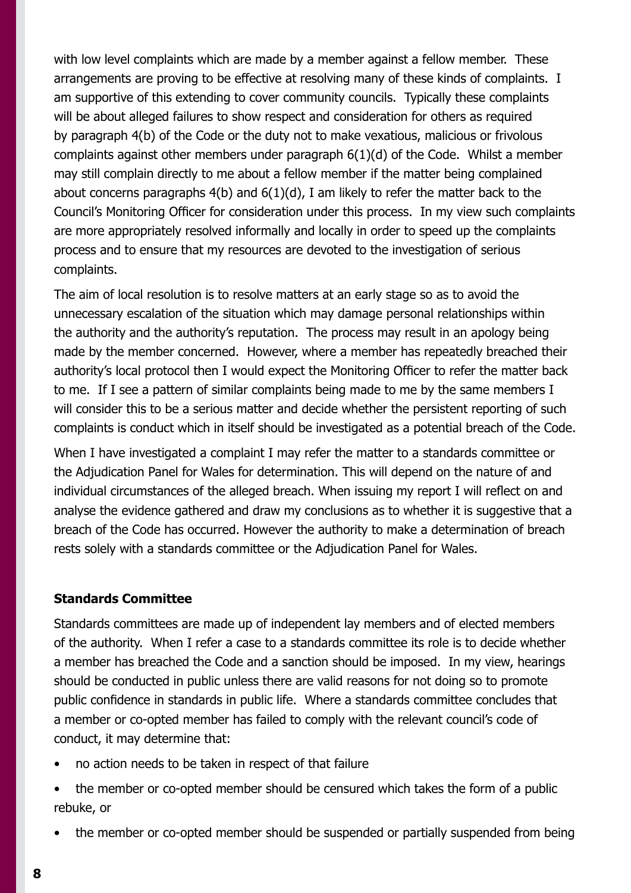with low level complaints which are made by a member against a fellow member. These arrangements are proving to be effective at resolving many of these kinds of complaints. I am supportive of this extending to cover community councils. Typically these complaints will be about alleged failures to show respect and consideration for others as required by paragraph 4(b) of the Code or the duty not to make vexatious, malicious or frivolous complaints against other members under paragraph 6(1)(d) of the Code. Whilst a member may still complain directly to me about a fellow member if the matter being complained about concerns paragraphs 4(b) and 6(1)(d), I am likely to refer the matter back to the Council's Monitoring Officer for consideration under this process. In my view such complaints are more appropriately resolved informally and locally in order to speed up the complaints process and to ensure that my resources are devoted to the investigation of serious complaints.

The aim of local resolution is to resolve matters at an early stage so as to avoid the unnecessary escalation of the situation which may damage personal relationships within the authority and the authority's reputation. The process may result in an apology being made by the member concerned. However, where a member has repeatedly breached their authority's local protocol then I would expect the Monitoring Officer to refer the matter back to me. If I see a pattern of similar complaints being made to me by the same members I will consider this to be a serious matter and decide whether the persistent reporting of such complaints is conduct which in itself should be investigated as a potential breach of the Code.

When I have investigated a complaint I may refer the matter to a standards committee or the Adjudication Panel for Wales for determination. This will depend on the nature of and individual circumstances of the alleged breach. When issuing my report I will reflect on and analyse the evidence gathered and draw my conclusions as to whether it is suggestive that a breach of the Code has occurred. However the authority to make a determination of breach rests solely with a standards committee or the Adjudication Panel for Wales.

**Standards Committee**

Standards committees are made up of independent lay members and of elected members of the authority. When I refer a case to a standards committee its role is to decide whether a member has breached the Code and a sanction should be imposed. In my view, hearings should be conducted in public unless there are valid reasons for not doing so to promote public confidence in standards in public life. Where a standards committee concludes that a member or co-opted member has failed to comply with the relevant council's code of conduct, it may determine that:

- no action needs to be taken in respect of that failure
- the member or co-opted member should be censured which takes the form of a public rebuke, or
- the member or co-opted member should be suspended or partially suspended from being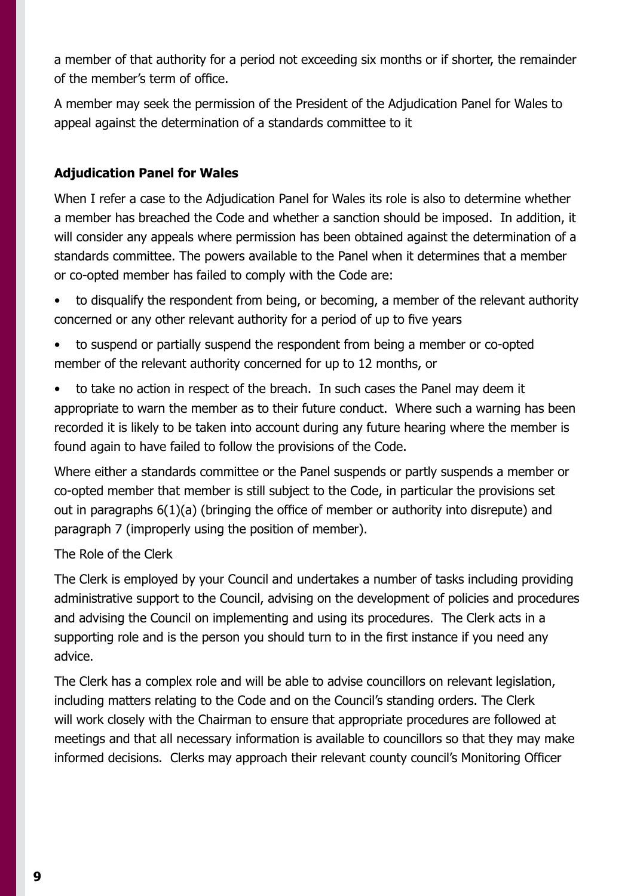a member of that authority for a period not exceeding six months or if shorter, the remainder of the member's term of office.

A member may seek the permission of the President of the Adjudication Panel for Wales to appeal against the determination of a standards committee to it

**Adjudication Panel for Wales**

When I refer a case to the Adjudication Panel for Wales its role is also to determine whether a member has breached the Code and whether a sanction should be imposed. In addition, it will consider any appeals where permission has been obtained against the determination of a standards committee. The powers available to the Panel when it determines that a member or co-opted member has failed to comply with the Code are:

- to disqualify the respondent from being, or becoming, a member of the relevant authority concerned or any other relevant authority for a period of up to five years
- to suspend or partially suspend the respondent from being a member or co-opted member of the relevant authority concerned for up to 12 months, or
- to take no action in respect of the breach. In such cases the Panel may deem it appropriate to warn the member as to their future conduct. Where such a warning has been recorded it is likely to be taken into account during any future hearing where the member is found again to have failed to follow the provisions of the Code.

Where either a standards committee or the Panel suspends or partly suspends a member or co-opted member that member is still subject to the Code, in particular the provisions set out in paragraphs 6(1)(a) (bringing the office of member or authority into disrepute) and paragraph 7 (improperly using the position of member).

The Role of the Clerk

The Clerk is employed by your Council and undertakes a number of tasks including providing administrative support to the Council, advising on the development of policies and procedures and advising the Council on implementing and using its procedures. The Clerk acts in a supporting role and is the person you should turn to in the first instance if you need any advice.

The Clerk has a complex role and will be able to advise councillors on relevant legislation, including matters relating to the Code and on the Council's standing orders. The Clerk will work closely with the Chairman to ensure that appropriate procedures are followed at meetings and that all necessary information is available to councillors so that they may make informed decisions. Clerks may approach their relevant county council's Monitoring Officer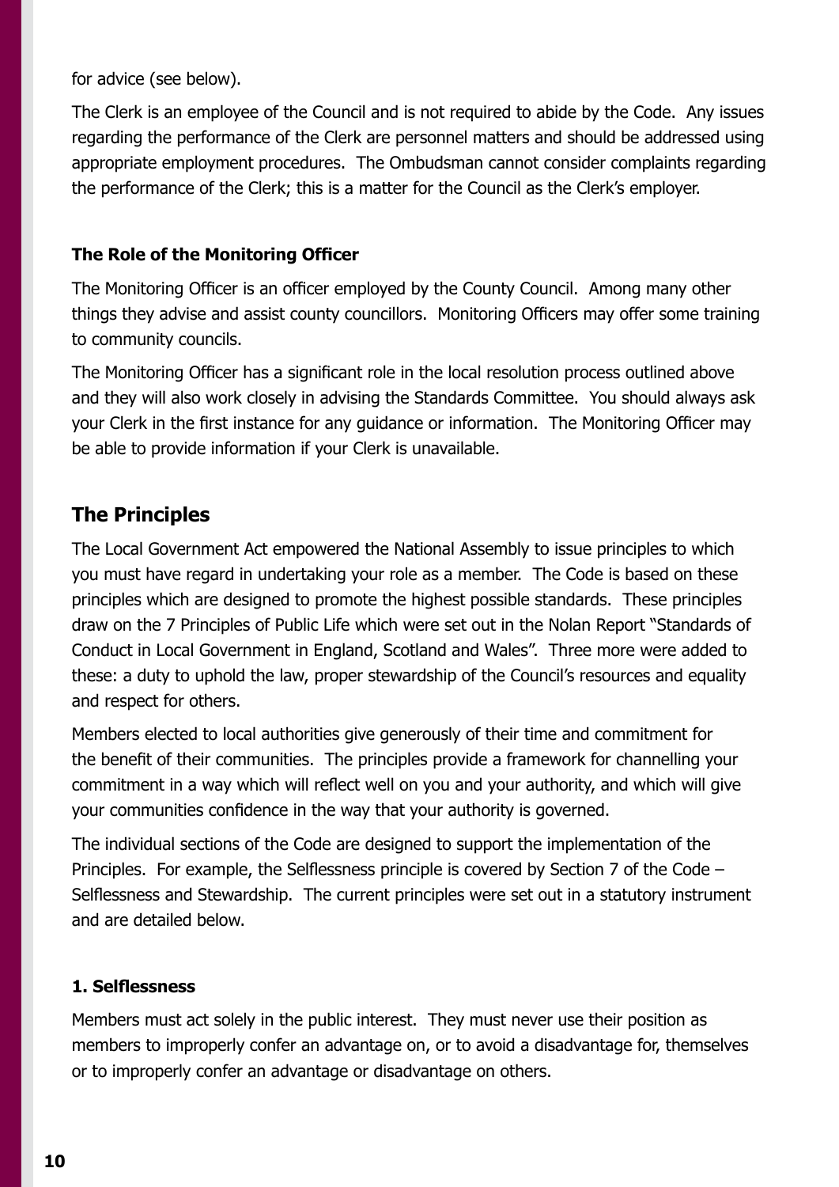for advice (see below).

The Clerk is an employee of the Council and is not required to abide by the Code. Any issues regarding the performance of the Clerk are personnel matters and should be addressed using appropriate employment procedures. The Ombudsman cannot consider complaints regarding the performance of the Clerk; this is a matter for the Council as the Clerk's employer.

### The Role of the Monitoring Officer

The Monitoring Officer is an officer employed by the County Council. Among many other things they advise and assist county councillors. Monitoring Officers may offer some training to community councils.

The Monitoring Officer has a significant role in the local resolution process outlined above and they will also work closely in advising the Standards Committee. You should always ask your Clerk in the first instance for any guidance or information. The Monitoring Officer may be able to provide information if your Clerk is unavailable.

## The Principles

The Local Government Act empowered the National Assembly to issue principles to which you must have regard in undertaking your role as a member. The Code is based on these principles which are designed to promote the highest possible standards. These principles draw on the 7 Principles of Public Life which were set out in the Nolan Report "Standards of Conduct in Local Government in England, Scotland and Wales". Three more were added to these: a duty to uphold the law, proper stewardship of the Council's resources and equality and respect for others.

Members elected to local authorities give generously of their time and commitment for the benefit of their communities. The principles provide a framework for channelling your commitment in a way which will reflect well on you and your authority, and which will give your communities confidence in the way that your authority is governed.

The individual sections of the Code are designed to support the implementation of the Principles. For example, the Selflessness principle is covered by Section 7 of the Code – Selflessness and Stewardship. The current principles were set out in a statutory instrument and are detailed below.

### 1. Selflessness

Members must act solely in the public interest. They must never use their position as members to improperly confer an advantage on, or to avoid a disadvantage for, themselves or to improperly confer an advantage or disadvantage on others.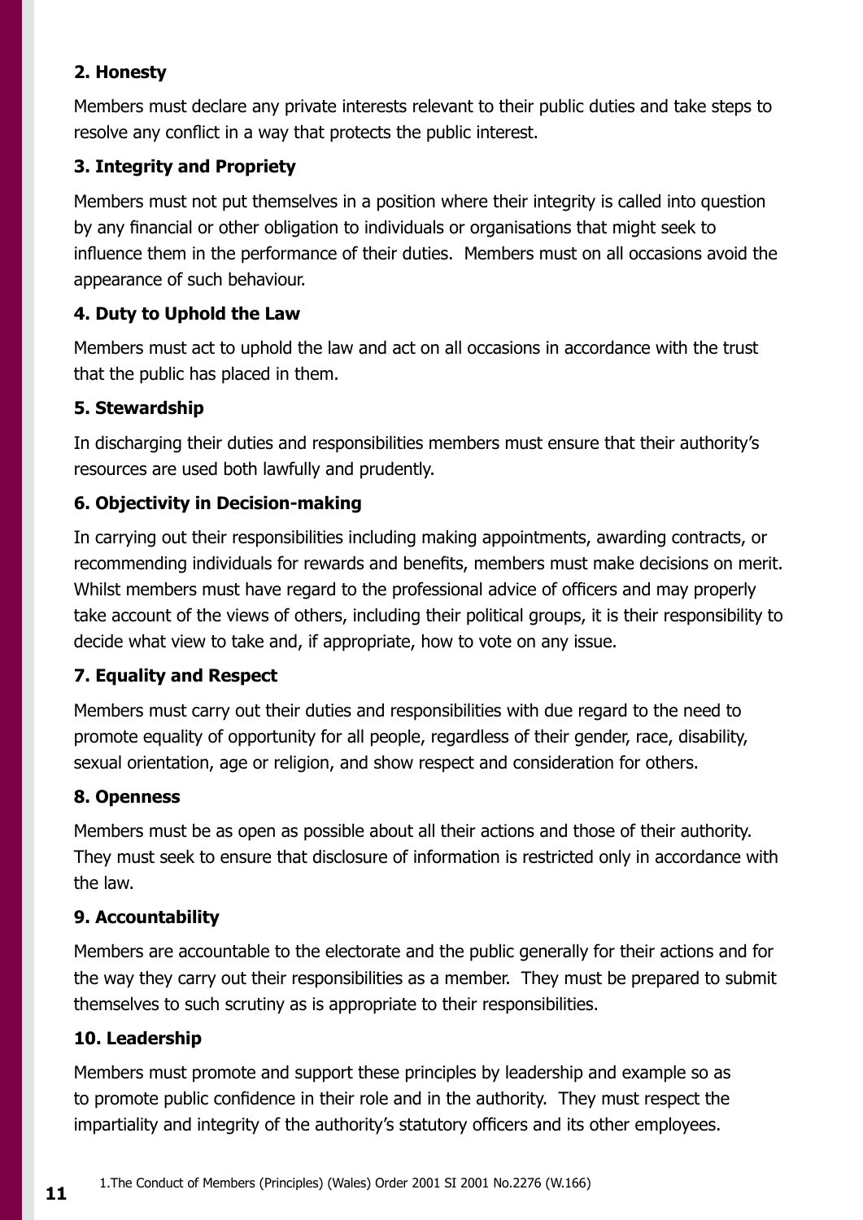**2. Honesty**

Members must declare any private interests relevant to their public duties and take steps to resolve any conflict in a way that protects the public interest.

**3. Integrity and Propriety**

Members must not put themselves in a position where their integrity is called into question by any financial or other obligation to individuals or organisations that might seek to influence them in the performance of their duties. Members must on all occasions avoid the appearance of such behaviour.

**4. Duty to Uphold the Law**

Members must act to uphold the law and act on all occasions in accordance with the trust that the public has placed in them.

**5. Stewardship**

In discharging their duties and responsibilities members must ensure that their authority's resources are used both lawfully and prudently.

**6. Objectivity in Decision-making**

In carrying out their responsibilities including making appointments, awarding contracts, or recommending individuals for rewards and benefits, members must make decisions on merit. Whilst members must have regard to the professional advice of officers and may properly take account of the views of others, including their political groups, it is their responsibility to decide what view to take and, if appropriate, how to vote on any issue.

**7. Equality and Respect**

Members must carry out their duties and responsibilities with due regard to the need to promote equality of opportunity for all people, regardless of their gender, race, disability, sexual orientation, age or religion, and show respect and consideration for others.

**8. Openness**

Members must be as open as possible about all their actions and those of their authority. They must seek to ensure that disclosure of information is restricted only in accordance with the law.

**9. Accountability**

Members are accountable to the electorate and the public generally for their actions and for the way they carry out their responsibilities as a member. They must be prepared to submit themselves to such scrutiny as is appropriate to their responsibilities.

**10. Leadership**

Members must promote and support these principles by leadership and example so as to promote public confidence in their role and in the authority. They must respect the impartiality and integrity of the authority's statutory officers and its other employees.

1.The Conduct of Members (Principles) (Wales) Order 2001 SI 2001 No.2276 (W.166)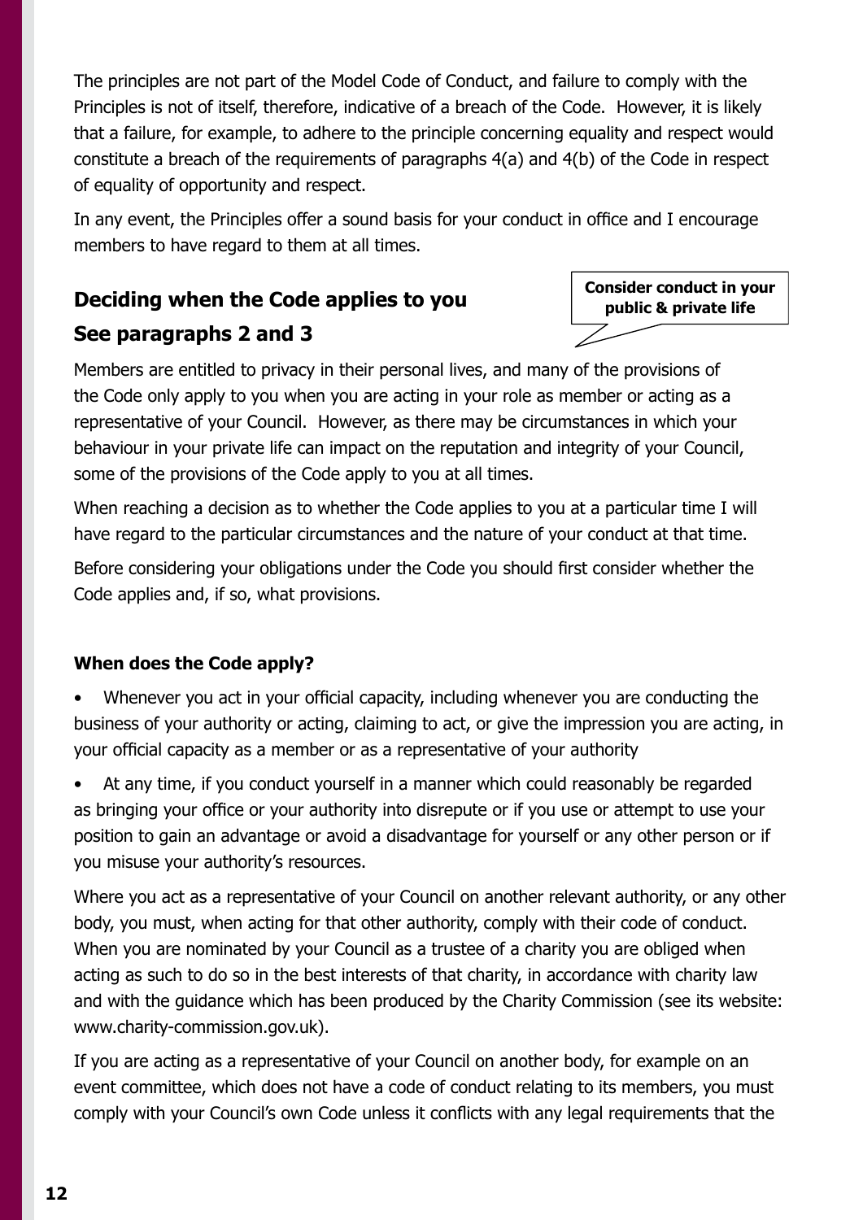The principles are not part of the Model Code of Conduct, and failure to comply with the Principles is not of itself, therefore, indicative of a breach of the Code. However, it is likely that a failure, for example, to adhere to the principle concerning equality and respect would constitute a breach of the requirements of paragraphs 4(a) and 4(b) of the Code in respect of equality of opportunity and respect.

In any event, the Principles offer a sound basis for your conduct in office and I encourage members to have regard to them at all times.

## Deciding when the Code applies to you

## See paragraphs 2 and 3

**Consider conduct in your public & private life**

Members are entitled to privacy in their personal lives, and many of the provisions of the Code only apply to you when you are acting in your role as member or acting as a representative of your Council. However, as there may be circumstances in which your behaviour in your private life can impact on the reputation and integrity of your Council, some of the provisions of the Code apply to you at all times.

When reaching a decision as to whether the Code applies to you at a particular time I will have regard to the particular circumstances and the nature of your conduct at that time.

Before considering your obligations under the Code you should first consider whether the Code applies and, if so, what provisions.

### When does the Code apply?

- Whenever you act in your official capacity, including whenever you are conducting the business of your authority or acting, claiming to act, or give the impression you are acting, in your official capacity as a member or as a representative of your authority
- At any time, if you conduct yourself in a manner which could reasonably be regarded as bringing your office or your authority into disrepute or if you use or attempt to use your position to gain an advantage or avoid a disadvantage for yourself or any other person or if you misuse your authority's resources.

Where you act as a representative of your Council on another relevant authority, or any other body, you must, when acting for that other authority, comply with their code of conduct. When you are nominated by your Council as a trustee of a charity you are obliged when acting as such to do so in the best interests of that charity, in accordance with charity law and with the guidance which has been produced by the Charity Commission (see its website: www.charity-commission.gov.uk).

If you are acting as a representative of your Council on another body, for example on an event committee, which does not have a code of conduct relating to its members, you must comply with your Council's own Code unless it conflicts with any legal requirements that the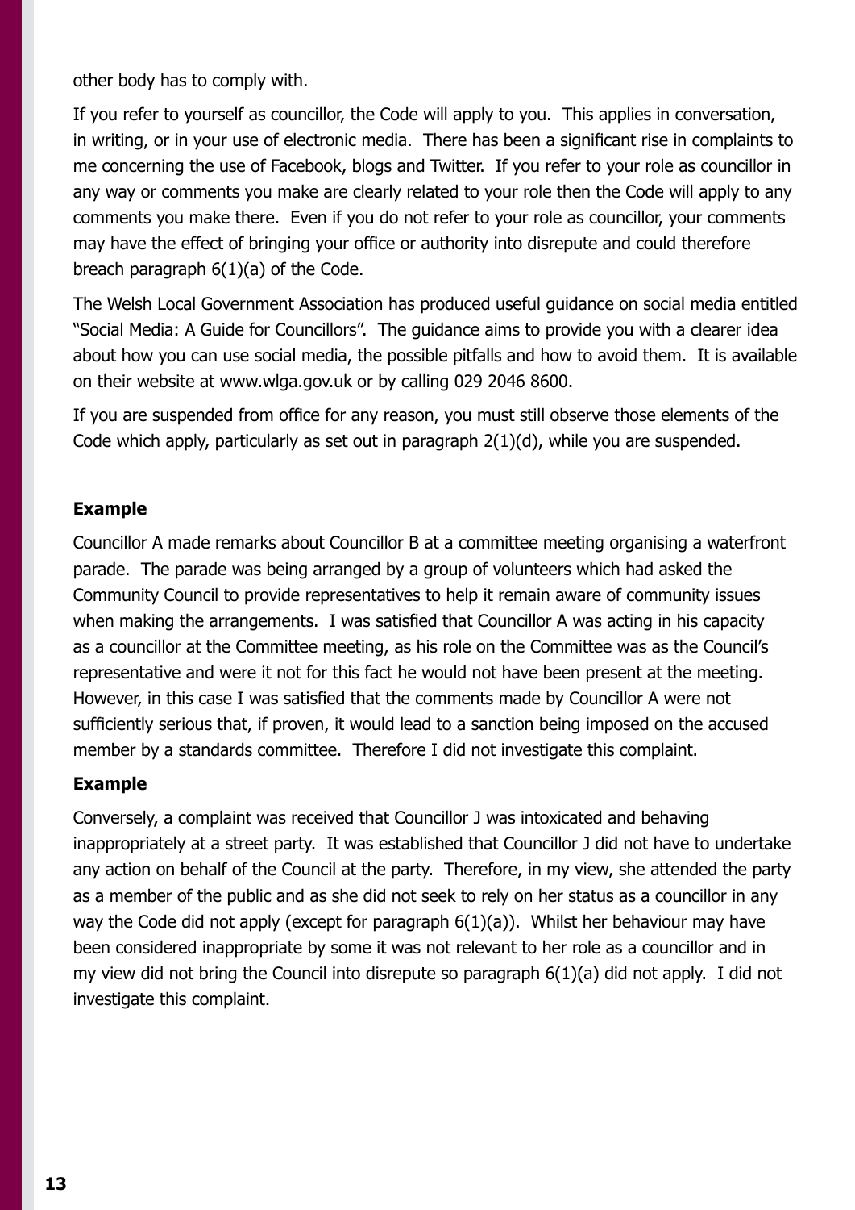other body has to comply with.

If you refer to yourself as councillor, the Code will apply to you. This applies in conversation, in writing, or in your use of electronic media. There has been a significant rise in complaints to me concerning the use of Facebook, blogs and Twitter. If you refer to your role as councillor in any way or comments you make are clearly related to your role then the Code will apply to any comments you make there. Even if you do not refer to your role as councillor, your comments may have the effect of bringing your office or authority into disrepute and could therefore breach paragraph 6(1)(a) of the Code.

The Welsh Local Government Association has produced useful guidance on social media entitled "Social Media: A Guide for Councillors". The guidance aims to provide you with a clearer idea about how you can use social media, the possible pitfalls and how to avoid them. It is available on their website at www.wlga.gov.uk or by calling 029 2046 8600.

If you are suspended from office for any reason, you must still observe those elements of the Code which apply, particularly as set out in paragraph 2(1)(d), while you are suspended.

**Example**

Councillor A made remarks about Councillor B at a committee meeting organising a waterfront parade. The parade was being arranged by a group of volunteers which had asked the Community Council to provide representatives to help it remain aware of community issues when making the arrangements. I was satisfied that Councillor A was acting in his capacity as a councillor at the Committee meeting, as his role on the Committee was as the Council's representative and were it not for this fact he would not have been present at the meeting. However, in this case I was satisfied that the comments made by Councillor A were not sufficiently serious that, if proven, it would lead to a sanction being imposed on the accused member by a standards committee. Therefore I did not investigate this complaint.

**Example**

Conversely, a complaint was received that Councillor J was intoxicated and behaving inappropriately at a street party. It was established that Councillor J did not have to undertake any action on behalf of the Council at the party. Therefore, in my view, she attended the party as a member of the public and as she did not seek to rely on her status as a councillor in any way the Code did not apply (except for paragraph 6(1)(a)). Whilst her behaviour may have been considered inappropriate by some it was not relevant to her role as a councillor and in my view did not bring the Council into disrepute so paragraph 6(1)(a) did not apply. I did not investigate this complaint.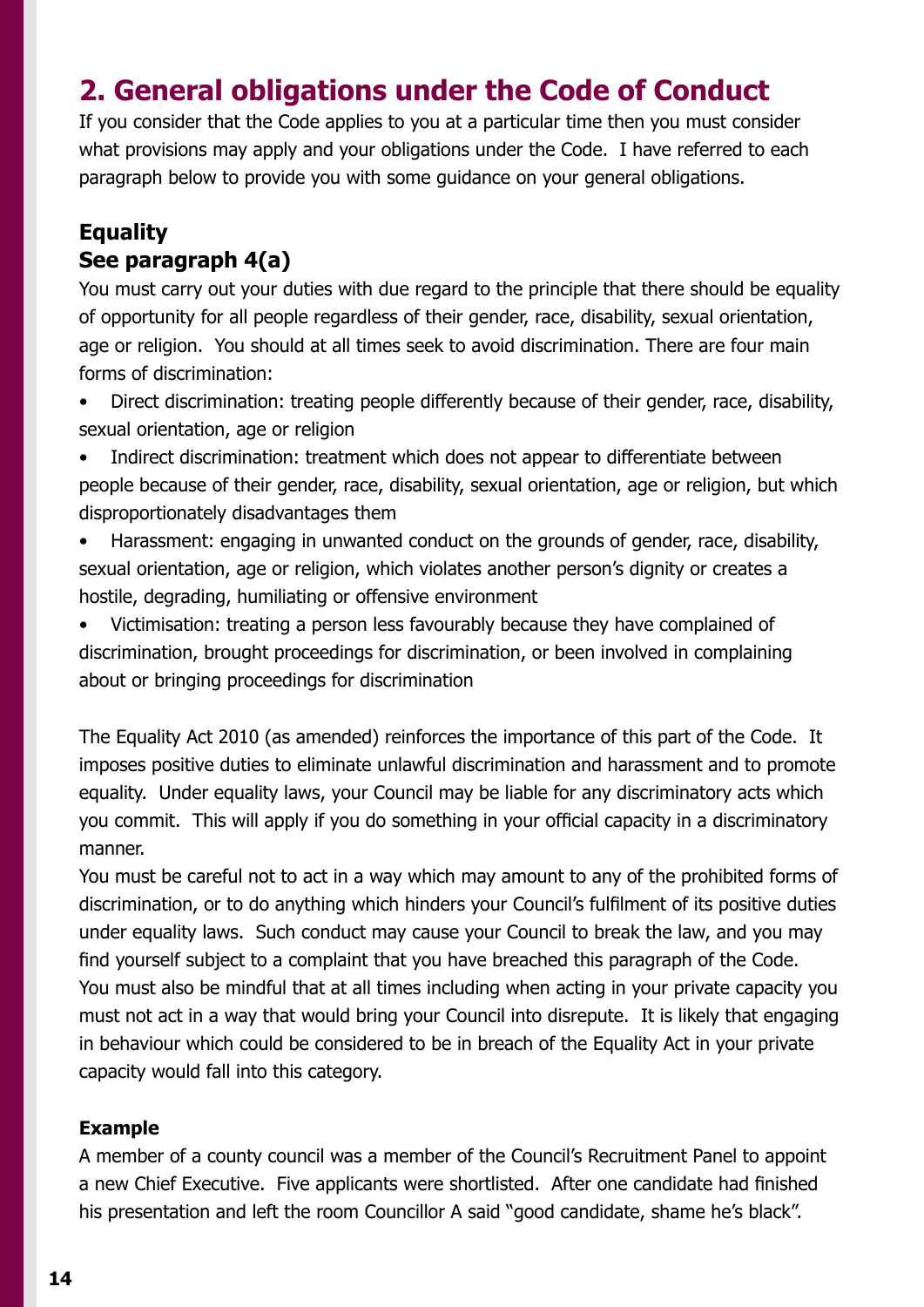## 2. General obligations under the Code of Conduct

If you consider that the Code applies to you at a particular time then you must consider what provisions may apply and your obligations under the Code. I have referred to each paragraph below to provide you with some guidance on your general obligations.

### Equality
### See paragraph 4(a)

You must carry out your duties with due regard to the principle that there should be equality of opportunity for all people regardless of their gender, race, disability, sexual orientation, age or religion. You should at all times seek to avoid discrimination. There are four main forms of discrimination:

- Direct discrimination: treating people differently because of their gender, race, disability, sexual orientation, age or religion
- Indirect discrimination: treatment which does not appear to differentiate between people because of their gender, race, disability, sexual orientation, age or religion, but which disproportionately disadvantages them
- Harassment: engaging in unwanted conduct on the grounds of gender, race, disability, sexual orientation, age or religion, which violates another person's dignity or creates a hostile, degrading, humiliating or offensive environment
- Victimisation: treating a person less favourably because they have complained of discrimination, brought proceedings for discrimination, or been involved in complaining about or bringing proceedings for discrimination

The Equality Act 2010 (as amended) reinforces the importance of this part of the Code. It imposes positive duties to eliminate unlawful discrimination and harassment and to promote equality. Under equality laws, your Council may be liable for any discriminatory acts which you commit. This will apply if you do something in your official capacity in a discriminatory manner.

You must be careful not to act in a way which may amount to any of the prohibited forms of discrimination, or to do anything which hinders your Council's fulfilment of its positive duties under equality laws. Such conduct may cause your Council to break the law, and you may find yourself subject to a complaint that you have breached this paragraph of the Code. You must also be mindful that at all times including when acting in your private capacity you must not act in a way that would bring your Council into disrepute. It is likely that engaging in behaviour which could be considered to be in breach of the Equality Act in your private capacity would fall into this category.

**Example**

A member of a county council was a member of the Council's Recruitment Panel to appoint a new Chief Executive. Five applicants were shortlisted. After one candidate had finished his presentation and left the room Councillor A said "good candidate, shame he's black".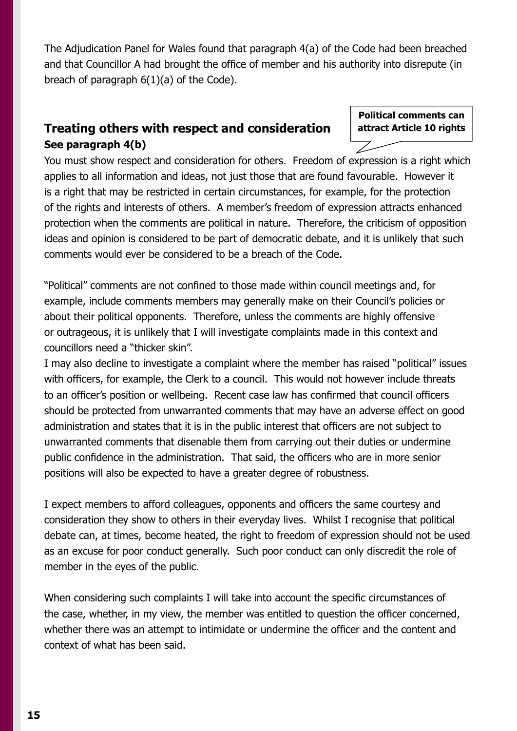The Adjudication Panel for Wales found that paragraph 4(a) of the Code had been breached and that Councillor A had brought the office of member and his authority into disrepute (in breach of paragraph 6(1)(a) of the Code).

## Treating others with respect and consideration

**See paragraph 4(b)**

**Political comments can attract Article 10 rights**

You must show respect and consideration for others. Freedom of expression is a right which applies to all information and ideas, not just those that are found favourable. However it is a right that may be restricted in certain circumstances, for example, for the protection of the rights and interests of others. A member's freedom of expression attracts enhanced protection when the comments are political in nature. Therefore, the criticism of opposition ideas and opinion is considered to be part of democratic debate, and it is unlikely that such comments would ever be considered to be a breach of the Code.

"Political" comments are not confined to those made within council meetings and, for example, include comments members may generally make on their Council's policies or about their political opponents. Therefore, unless the comments are highly offensive or outrageous, it is unlikely that I will investigate complaints made in this context and councillors need a "thicker skin".

I may also decline to investigate a complaint where the member has raised "political" issues with officers, for example, the Clerk to a council. This would not however include threats to an officer's position or wellbeing. Recent case law has confirmed that council officers should be protected from unwarranted comments that may have an adverse effect on good administration and states that it is in the public interest that officers are not subject to unwarranted comments that disenable them from carrying out their duties or undermine public confidence in the administration. That said, the officers who are in more senior positions will also be expected to have a greater degree of robustness.

I expect members to afford colleagues, opponents and officers the same courtesy and consideration they show to others in their everyday lives. Whilst I recognise that political debate can, at times, become heated, the right to freedom of expression should not be used as an excuse for poor conduct generally. Such poor conduct can only discredit the role of member in the eyes of the public.

When considering such complaints I will take into account the specific circumstances of the case, whether, in my view, the member was entitled to question the officer concerned, whether there was an attempt to intimidate or undermine the officer and the content and context of what has been said.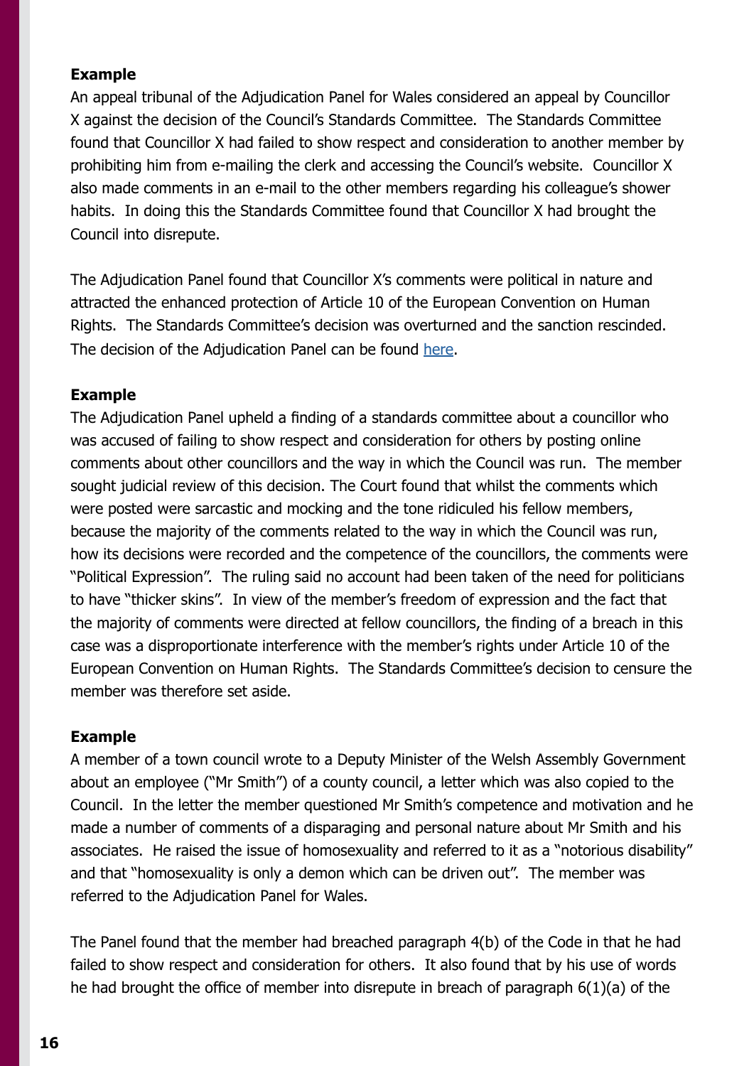**Example**

An appeal tribunal of the Adjudication Panel for Wales considered an appeal by Councillor X against the decision of the Council's Standards Committee. The Standards Committee found that Councillor X had failed to show respect and consideration to another member by prohibiting him from e-mailing the clerk and accessing the Council's website. Councillor X also made comments in an e-mail to the other members regarding his colleague's shower habits. In doing this the Standards Committee found that Councillor X had brought the Council into disrepute.

The Adjudication Panel found that Councillor X's comments were political in nature and attracted the enhanced protection of Article 10 of the European Convention on Human Rights. The Standards Committee's decision was overturned and the sanction rescinded. The decision of the Adjudication Panel can be found here.

**Example**

The Adjudication Panel upheld a finding of a standards committee about a councillor who was accused of failing to show respect and consideration for others by posting online comments about other councillors and the way in which the Council was run. The member sought judicial review of this decision. The Court found that whilst the comments which were posted were sarcastic and mocking and the tone ridiculed his fellow members, because the majority of the comments related to the way in which the Council was run, how its decisions were recorded and the competence of the councillors, the comments were "Political Expression". The ruling said no account had been taken of the need for politicians to have "thicker skins". In view of the member's freedom of expression and the fact that the majority of comments were directed at fellow councillors, the finding of a breach in this case was a disproportionate interference with the member's rights under Article 10 of the European Convention on Human Rights. The Standards Committee's decision to censure the member was therefore set aside.

**Example**

A member of a town council wrote to a Deputy Minister of the Welsh Assembly Government about an employee ("Mr Smith") of a county council, a letter which was also copied to the Council. In the letter the member questioned Mr Smith's competence and motivation and he made a number of comments of a disparaging and personal nature about Mr Smith and his associates. He raised the issue of homosexuality and referred to it as a "notorious disability" and that "homosexuality is only a demon which can be driven out". The member was referred to the Adjudication Panel for Wales.

The Panel found that the member had breached paragraph 4(b) of the Code in that he had failed to show respect and consideration for others. It also found that by his use of words he had brought the office of member into disrepute in breach of paragraph 6(1)(a) of the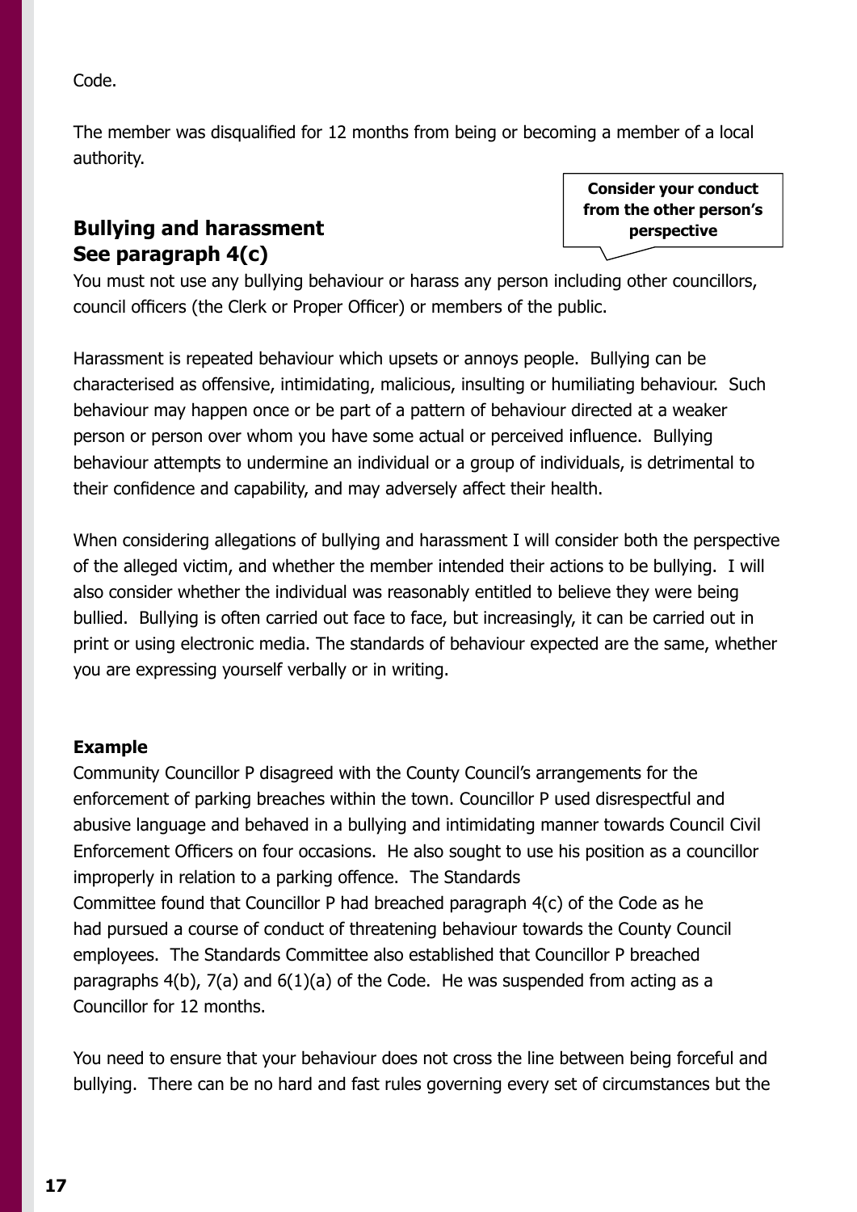Code.

The member was disqualified for 12 months from being or becoming a member of a local authority.

## Bullying and harassment
## See paragraph 4(c)

**Consider your conduct from the other person's perspective**

You must not use any bullying behaviour or harass any person including other councillors, council officers (the Clerk or Proper Officer) or members of the public.

Harassment is repeated behaviour which upsets or annoys people. Bullying can be characterised as offensive, intimidating, malicious, insulting or humiliating behaviour. Such behaviour may happen once or be part of a pattern of behaviour directed at a weaker person or person over whom you have some actual or perceived influence. Bullying behaviour attempts to undermine an individual or a group of individuals, is detrimental to their confidence and capability, and may adversely affect their health.

When considering allegations of bullying and harassment I will consider both the perspective of the alleged victim, and whether the member intended their actions to be bullying. I will also consider whether the individual was reasonably entitled to believe they were being bullied. Bullying is often carried out face to face, but increasingly, it can be carried out in print or using electronic media. The standards of behaviour expected are the same, whether you are expressing yourself verbally or in writing.

**Example**

Community Councillor P disagreed with the County Council's arrangements for the enforcement of parking breaches within the town. Councillor P used disrespectful and abusive language and behaved in a bullying and intimidating manner towards Council Civil Enforcement Officers on four occasions. He also sought to use his position as a councillor improperly in relation to a parking offence. The Standards Committee found that Councillor P had breached paragraph 4(c) of the Code as he had pursued a course of conduct of threatening behaviour towards the County Council employees. The Standards Committee also established that Councillor P breached paragraphs 4(b), 7(a) and 6(1)(a) of the Code. He was suspended from acting as a Councillor for 12 months.

You need to ensure that your behaviour does not cross the line between being forceful and bullying. There can be no hard and fast rules governing every set of circumstances but the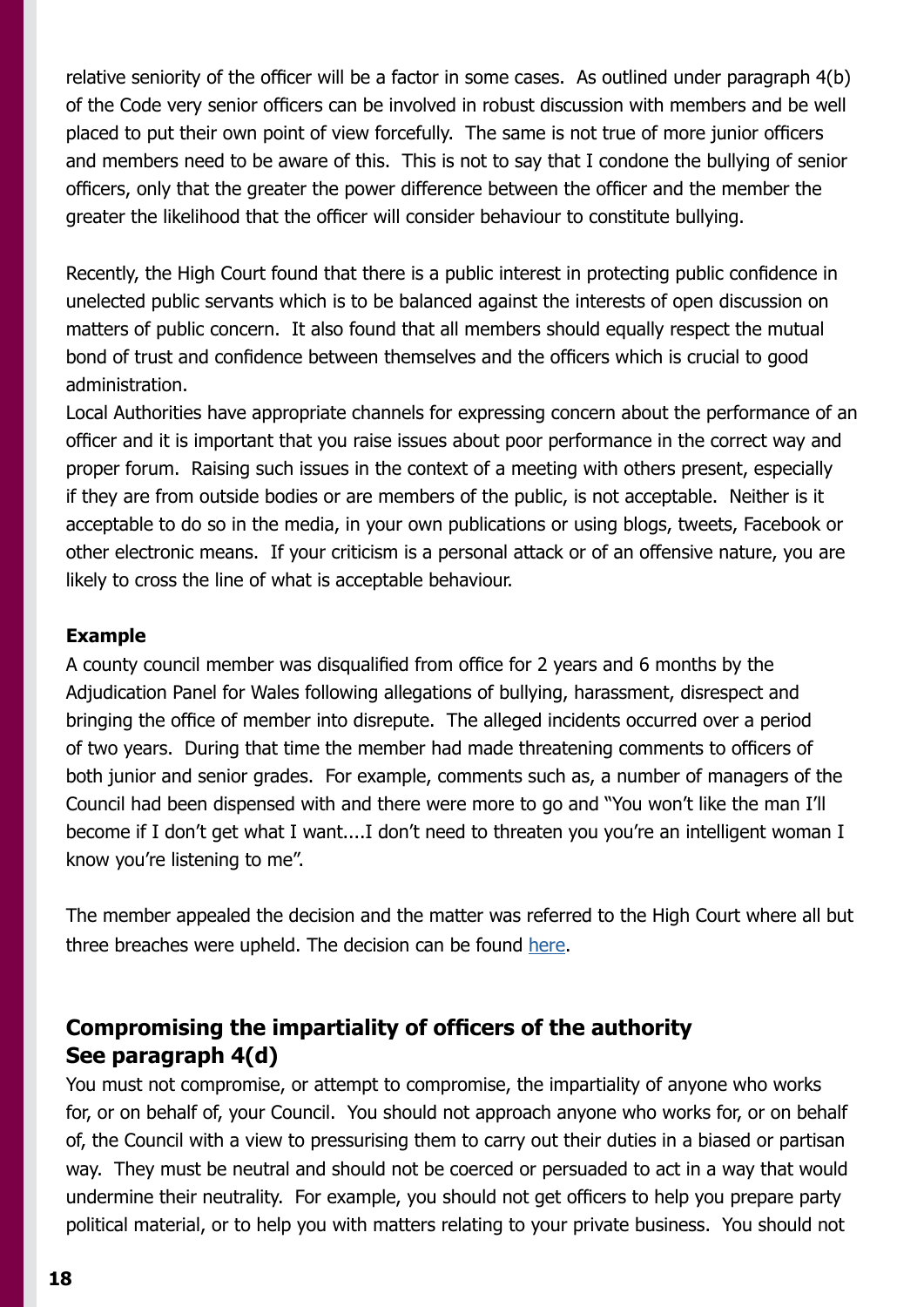relative seniority of the officer will be a factor in some cases. As outlined under paragraph 4(b) of the Code very senior officers can be involved in robust discussion with members and be well placed to put their own point of view forcefully. The same is not true of more junior officers and members need to be aware of this. This is not to say that I condone the bullying of senior officers, only that the greater the power difference between the officer and the member the greater the likelihood that the officer will consider behaviour to constitute bullying.

Recently, the High Court found that there is a public interest in protecting public confidence in unelected public servants which is to be balanced against the interests of open discussion on matters of public concern. It also found that all members should equally respect the mutual bond of trust and confidence between themselves and the officers which is crucial to good administration.

Local Authorities have appropriate channels for expressing concern about the performance of an officer and it is important that you raise issues about poor performance in the correct way and proper forum. Raising such issues in the context of a meeting with others present, especially if they are from outside bodies or are members of the public, is not acceptable. Neither is it acceptable to do so in the media, in your own publications or using blogs, tweets, Facebook or other electronic means. If your criticism is a personal attack or of an offensive nature, you are likely to cross the line of what is acceptable behaviour.

**Example**

A county council member was disqualified from office for 2 years and 6 months by the Adjudication Panel for Wales following allegations of bullying, harassment, disrespect and bringing the office of member into disrepute. The alleged incidents occurred over a period of two years. During that time the member had made threatening comments to officers of both junior and senior grades. For example, comments such as, a number of managers of the Council had been dispensed with and there were more to go and "You won't like the man I'll become if I don't get what I want....I don't need to threaten you you're an intelligent woman I know you're listening to me".

The member appealed the decision and the matter was referred to the High Court where all but three breaches were upheld. The decision can be found here.

## Compromising the impartiality of officers of the authority
## See paragraph 4(d)

You must not compromise, or attempt to compromise, the impartiality of anyone who works for, or on behalf of, your Council. You should not approach anyone who works for, or on behalf of, the Council with a view to pressurising them to carry out their duties in a biased or partisan way. They must be neutral and should not be coerced or persuaded to act in a way that would undermine their neutrality. For example, you should not get officers to help you prepare party political material, or to help you with matters relating to your private business. You should not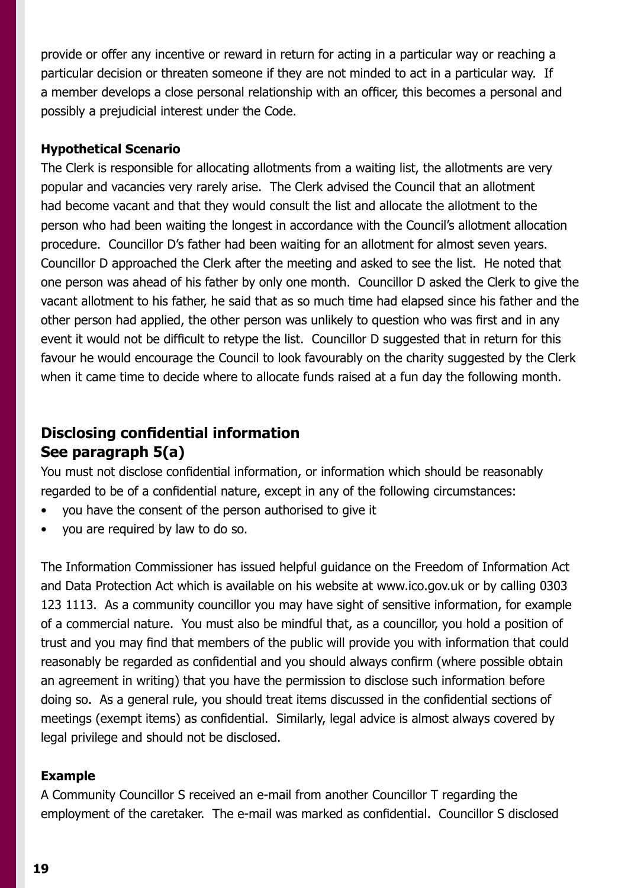provide or offer any incentive or reward in return for acting in a particular way or reaching a particular decision or threaten someone if they are not minded to act in a particular way. If a member develops a close personal relationship with an officer, this becomes a personal and possibly a prejudicial interest under the Code.

**Hypothetical Scenario**

The Clerk is responsible for allocating allotments from a waiting list, the allotments are very popular and vacancies very rarely arise. The Clerk advised the Council that an allotment had become vacant and that they would consult the list and allocate the allotment to the person who had been waiting the longest in accordance with the Council's allotment allocation procedure. Councillor D's father had been waiting for an allotment for almost seven years. Councillor D approached the Clerk after the meeting and asked to see the list. He noted that one person was ahead of his father by only one month. Councillor D asked the Clerk to give the vacant allotment to his father, he said that as so much time had elapsed since his father and the other person had applied, the other person was unlikely to question who was first and in any event it would not be difficult to retype the list. Councillor D suggested that in return for this favour he would encourage the Council to look favourably on the charity suggested by the Clerk when it came time to decide where to allocate funds raised at a fun day the following month.

## Disclosing confidential information
## See paragraph 5(a)

You must not disclose confidential information, or information which should be reasonably regarded to be of a confidential nature, except in any of the following circumstances:

- you have the consent of the person authorised to give it
- you are required by law to do so.

The Information Commissioner has issued helpful guidance on the Freedom of Information Act and Data Protection Act which is available on his website at www.ico.gov.uk or by calling 0303 123 1113. As a community councillor you may have sight of sensitive information, for example of a commercial nature. You must also be mindful that, as a councillor, you hold a position of trust and you may find that members of the public will provide you with information that could reasonably be regarded as confidential and you should always confirm (where possible obtain an agreement in writing) that you have the permission to disclose such information before doing so. As a general rule, you should treat items discussed in the confidential sections of meetings (exempt items) as confidential. Similarly, legal advice is almost always covered by legal privilege and should not be disclosed.

**Example**

A Community Councillor S received an e-mail from another Councillor T regarding the employment of the caretaker. The e-mail was marked as confidential. Councillor S disclosed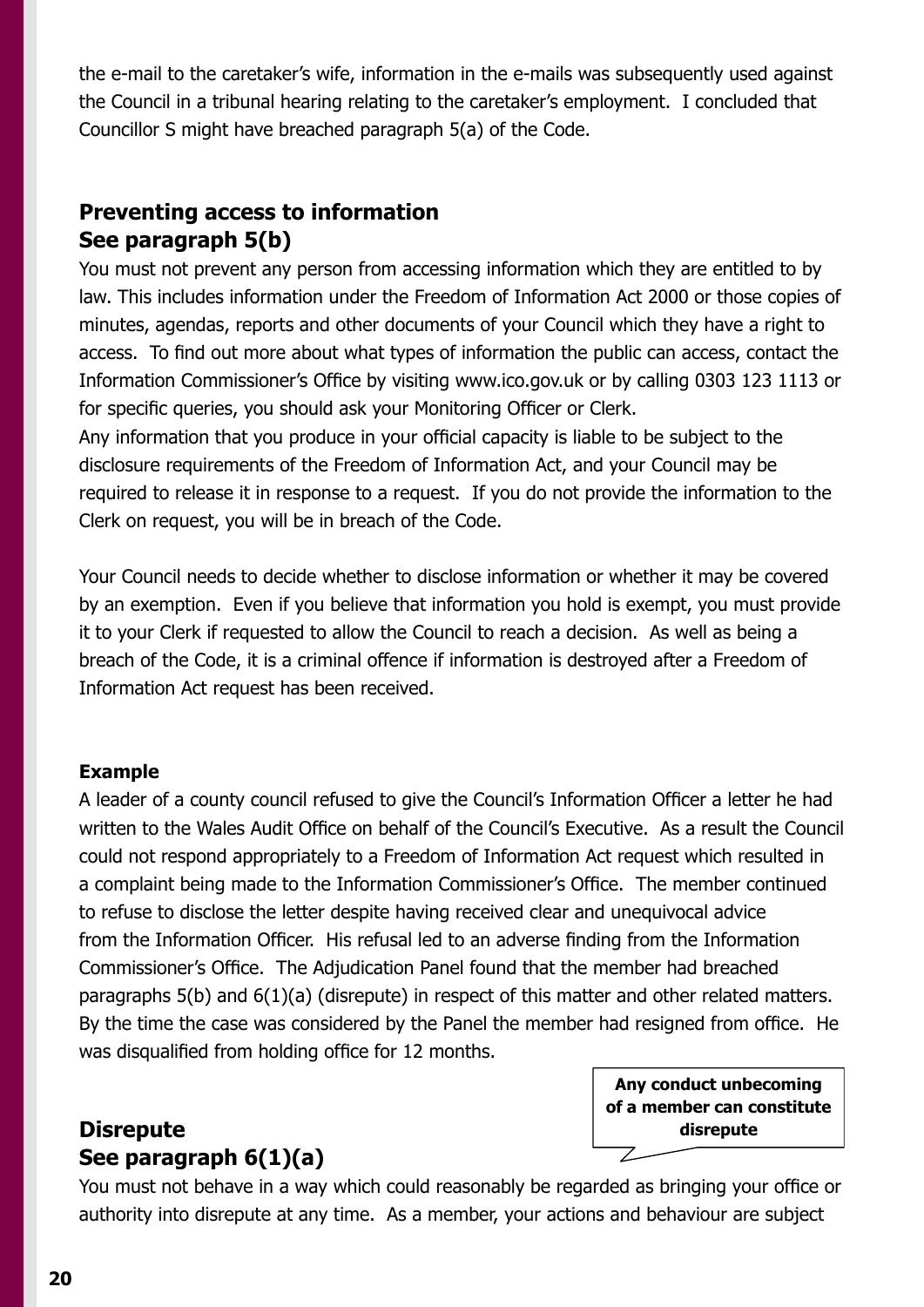the e-mail to the caretaker's wife, information in the e-mails was subsequently used against the Council in a tribunal hearing relating to the caretaker's employment. I concluded that Councillor S might have breached paragraph 5(a) of the Code.

## Preventing access to information
## See paragraph 5(b)

You must not prevent any person from accessing information which they are entitled to by law. This includes information under the Freedom of Information Act 2000 or those copies of minutes, agendas, reports and other documents of your Council which they have a right to access. To find out more about what types of information the public can access, contact the Information Commissioner's Office by visiting www.ico.gov.uk or by calling 0303 123 1113 or for specific queries, you should ask your Monitoring Officer or Clerk.

Any information that you produce in your official capacity is liable to be subject to the disclosure requirements of the Freedom of Information Act, and your Council may be required to release it in response to a request. If you do not provide the information to the Clerk on request, you will be in breach of the Code.

Your Council needs to decide whether to disclose information or whether it may be covered by an exemption. Even if you believe that information you hold is exempt, you must provide it to your Clerk if requested to allow the Council to reach a decision. As well as being a breach of the Code, it is a criminal offence if information is destroyed after a Freedom of Information Act request has been received.

**Example**

A leader of a county council refused to give the Council's Information Officer a letter he had written to the Wales Audit Office on behalf of the Council's Executive. As a result the Council could not respond appropriately to a Freedom of Information Act request which resulted in a complaint being made to the Information Commissioner's Office. The member continued to refuse to disclose the letter despite having received clear and unequivocal advice from the Information Officer. His refusal led to an adverse finding from the Information Commissioner's Office. The Adjudication Panel found that the member had breached paragraphs 5(b) and 6(1)(a) (disrepute) in respect of this matter and other related matters. By the time the case was considered by the Panel the member had resigned from office. He was disqualified from holding office for 12 months.

**Any conduct unbecoming of a member can constitute disrepute**

## Disrepute
## See paragraph 6(1)(a)

You must not behave in a way which could reasonably be regarded as bringing your office or authority into disrepute at any time. As a member, your actions and behaviour are subject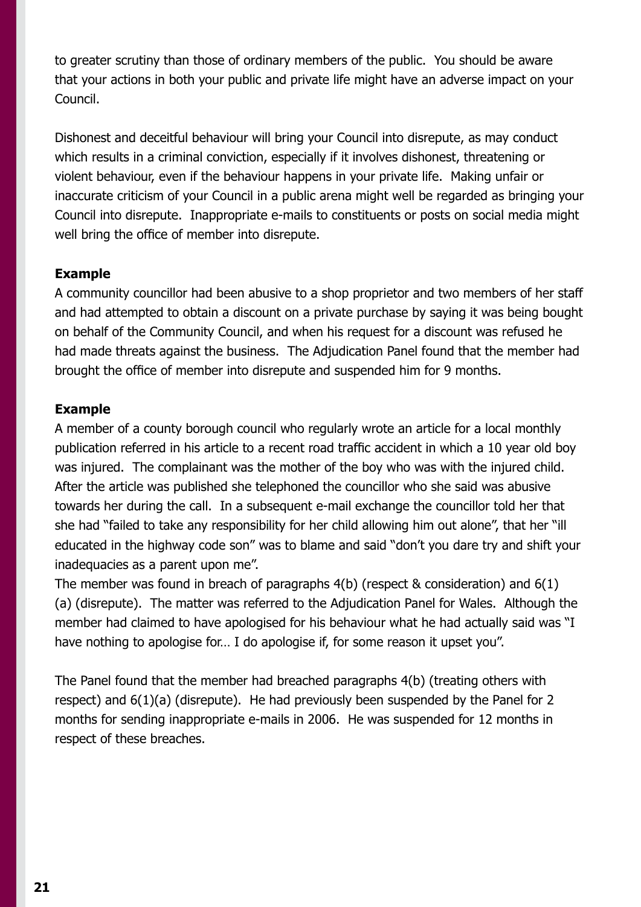to greater scrutiny than those of ordinary members of the public. You should be aware that your actions in both your public and private life might have an adverse impact on your Council.

Dishonest and deceitful behaviour will bring your Council into disrepute, as may conduct which results in a criminal conviction, especially if it involves dishonest, threatening or violent behaviour, even if the behaviour happens in your private life. Making unfair or inaccurate criticism of your Council in a public arena might well be regarded as bringing your Council into disrepute. Inappropriate e-mails to constituents or posts on social media might well bring the office of member into disrepute.

**Example**

A community councillor had been abusive to a shop proprietor and two members of her staff and had attempted to obtain a discount on a private purchase by saying it was being bought on behalf of the Community Council, and when his request for a discount was refused he had made threats against the business. The Adjudication Panel found that the member had brought the office of member into disrepute and suspended him for 9 months.

**Example**

A member of a county borough council who regularly wrote an article for a local monthly publication referred in his article to a recent road traffic accident in which a 10 year old boy was injured. The complainant was the mother of the boy who was with the injured child. After the article was published she telephoned the councillor who she said was abusive towards her during the call. In a subsequent e-mail exchange the councillor told her that she had "failed to take any responsibility for her child allowing him out alone", that her "ill educated in the highway code son" was to blame and said "don't you dare try and shift your inadequacies as a parent upon me".

The member was found in breach of paragraphs 4(b) (respect & consideration) and 6(1)(a) (disrepute). The matter was referred to the Adjudication Panel for Wales. Although the member had claimed to have apologised for his behaviour what he had actually said was "I have nothing to apologise for… I do apologise if, for some reason it upset you".

The Panel found that the member had breached paragraphs 4(b) (treating others with respect) and 6(1)(a) (disrepute). He had previously been suspended by the Panel for 2 months for sending inappropriate e-mails in 2006. He was suspended for 12 months in respect of these breaches.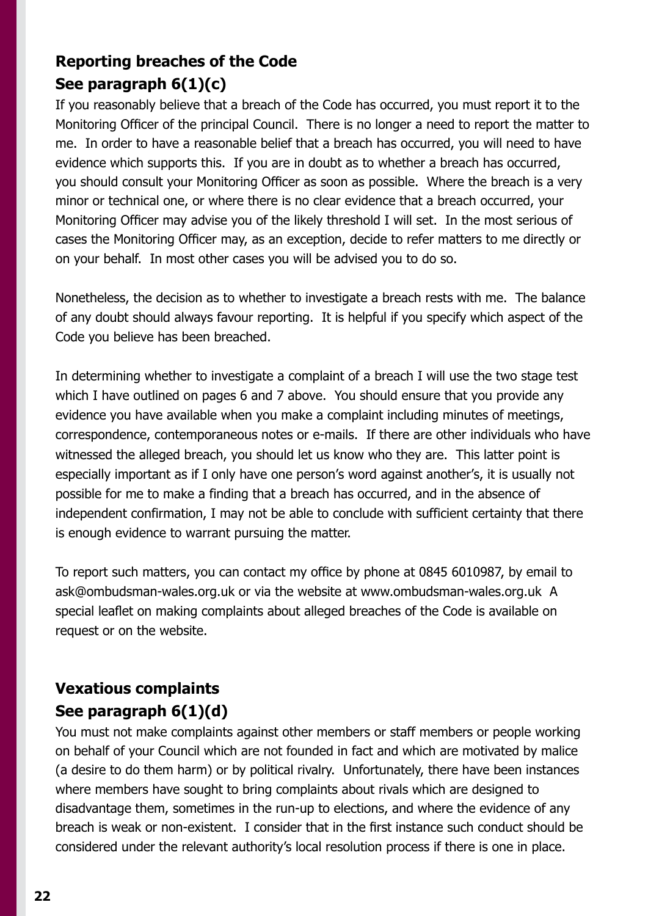## Reporting breaches of the Code
## See paragraph 6(1)(c)

If you reasonably believe that a breach of the Code has occurred, you must report it to the Monitoring Officer of the principal Council. There is no longer a need to report the matter to me. In order to have a reasonable belief that a breach has occurred, you will need to have evidence which supports this. If you are in doubt as to whether a breach has occurred, you should consult your Monitoring Officer as soon as possible. Where the breach is a very minor or technical one, or where there is no clear evidence that a breach occurred, your Monitoring Officer may advise you of the likely threshold I will set. In the most serious of cases the Monitoring Officer may, as an exception, decide to refer matters to me directly or on your behalf. In most other cases you will be advised you to do so.

Nonetheless, the decision as to whether to investigate a breach rests with me. The balance of any doubt should always favour reporting. It is helpful if you specify which aspect of the Code you believe has been breached.

In determining whether to investigate a complaint of a breach I will use the two stage test which I have outlined on pages 6 and 7 above. You should ensure that you provide any evidence you have available when you make a complaint including minutes of meetings, correspondence, contemporaneous notes or e-mails. If there are other individuals who have witnessed the alleged breach, you should let us know who they are. This latter point is especially important as if I only have one person's word against another's, it is usually not possible for me to make a finding that a breach has occurred, and in the absence of independent confirmation, I may not be able to conclude with sufficient certainty that there is enough evidence to warrant pursuing the matter.

To report such matters, you can contact my office by phone at 0845 6010987, by email to ask@ombudsman-wales.org.uk or via the website at www.ombudsman-wales.org.uk A special leaflet on making complaints about alleged breaches of the Code is available on request or on the website.

## Vexatious complaints
## See paragraph 6(1)(d)

You must not make complaints against other members or staff members or people working on behalf of your Council which are not founded in fact and which are motivated by malice (a desire to do them harm) or by political rivalry. Unfortunately, there have been instances where members have sought to bring complaints about rivals which are designed to disadvantage them, sometimes in the run-up to elections, and where the evidence of any breach is weak or non-existent. I consider that in the first instance such conduct should be considered under the relevant authority's local resolution process if there is one in place.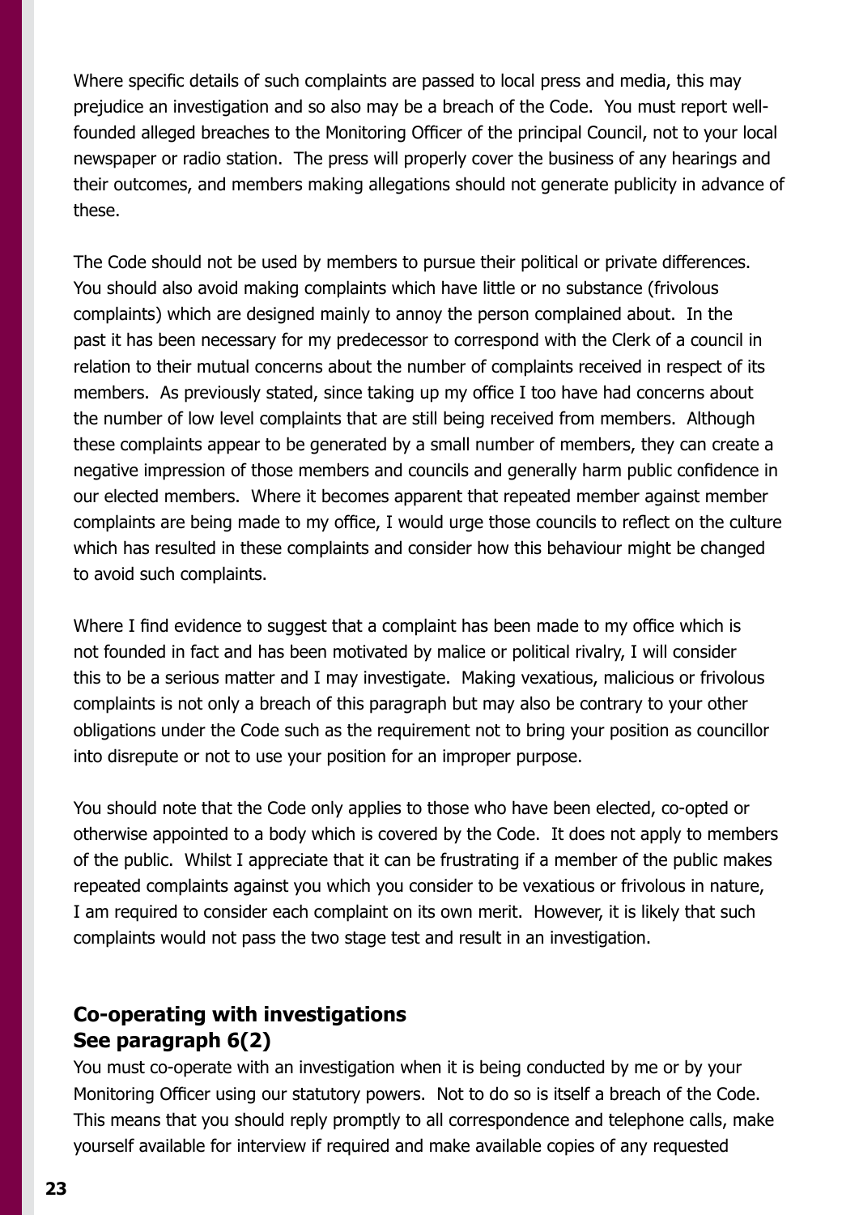Where specific details of such complaints are passed to local press and media, this may prejudice an investigation and so also may be a breach of the Code. You must report well-founded alleged breaches to the Monitoring Officer of the principal Council, not to your local newspaper or radio station. The press will properly cover the business of any hearings and their outcomes, and members making allegations should not generate publicity in advance of these.

The Code should not be used by members to pursue their political or private differences. You should also avoid making complaints which have little or no substance (frivolous complaints) which are designed mainly to annoy the person complained about. In the past it has been necessary for my predecessor to correspond with the Clerk of a council in relation to their mutual concerns about the number of complaints received in respect of its members. As previously stated, since taking up my office I too have had concerns about the number of low level complaints that are still being received from members. Although these complaints appear to be generated by a small number of members, they can create a negative impression of those members and councils and generally harm public confidence in our elected members. Where it becomes apparent that repeated member against member complaints are being made to my office, I would urge those councils to reflect on the culture which has resulted in these complaints and consider how this behaviour might be changed to avoid such complaints.

Where I find evidence to suggest that a complaint has been made to my office which is not founded in fact and has been motivated by malice or political rivalry, I will consider this to be a serious matter and I may investigate. Making vexatious, malicious or frivolous complaints is not only a breach of this paragraph but may also be contrary to your other obligations under the Code such as the requirement not to bring your position as councillor into disrepute or not to use your position for an improper purpose.

You should note that the Code only applies to those who have been elected, co-opted or otherwise appointed to a body which is covered by the Code. It does not apply to members of the public. Whilst I appreciate that it can be frustrating if a member of the public makes repeated complaints against you which you consider to be vexatious or frivolous in nature, I am required to consider each complaint on its own merit. However, it is likely that such complaints would not pass the two stage test and result in an investigation.

## Co-operating with investigations
## See paragraph 6(2)

You must co-operate with an investigation when it is being conducted by me or by your Monitoring Officer using our statutory powers. Not to do so is itself a breach of the Code. This means that you should reply promptly to all correspondence and telephone calls, make yourself available for interview if required and make available copies of any requested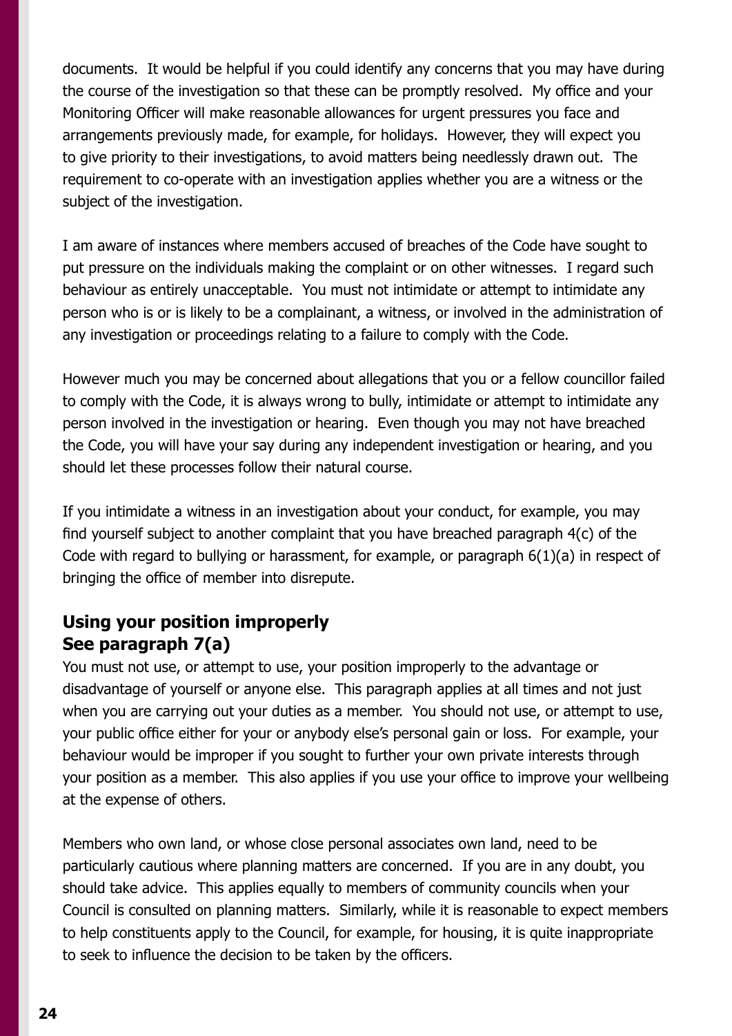documents. It would be helpful if you could identify any concerns that you may have during the course of the investigation so that these can be promptly resolved. My office and your Monitoring Officer will make reasonable allowances for urgent pressures you face and arrangements previously made, for example, for holidays. However, they will expect you to give priority to their investigations, to avoid matters being needlessly drawn out. The requirement to co-operate with an investigation applies whether you are a witness or the subject of the investigation.

I am aware of instances where members accused of breaches of the Code have sought to put pressure on the individuals making the complaint or on other witnesses. I regard such behaviour as entirely unacceptable. You must not intimidate or attempt to intimidate any person who is or is likely to be a complainant, a witness, or involved in the administration of any investigation or proceedings relating to a failure to comply with the Code.

However much you may be concerned about allegations that you or a fellow councillor failed to comply with the Code, it is always wrong to bully, intimidate or attempt to intimidate any person involved in the investigation or hearing. Even though you may not have breached the Code, you will have your say during any independent investigation or hearing, and you should let these processes follow their natural course.

If you intimidate a witness in an investigation about your conduct, for example, you may find yourself subject to another complaint that you have breached paragraph 4(c) of the Code with regard to bullying or harassment, for example, or paragraph 6(1)(a) in respect of bringing the office of member into disrepute.

## Using your position improperly
**See paragraph 7(a)**

You must not use, or attempt to use, your position improperly to the advantage or disadvantage of yourself or anyone else. This paragraph applies at all times and not just when you are carrying out your duties as a member. You should not use, or attempt to use, your public office either for your or anybody else's personal gain or loss. For example, your behaviour would be improper if you sought to further your own private interests through your position as a member. This also applies if you use your office to improve your wellbeing at the expense of others.

Members who own land, or whose close personal associates own land, need to be particularly cautious where planning matters are concerned. If you are in any doubt, you should take advice. This applies equally to members of community councils when your Council is consulted on planning matters. Similarly, while it is reasonable to expect members to help constituents apply to the Council, for example, for housing, it is quite inappropriate to seek to influence the decision to be taken by the officers.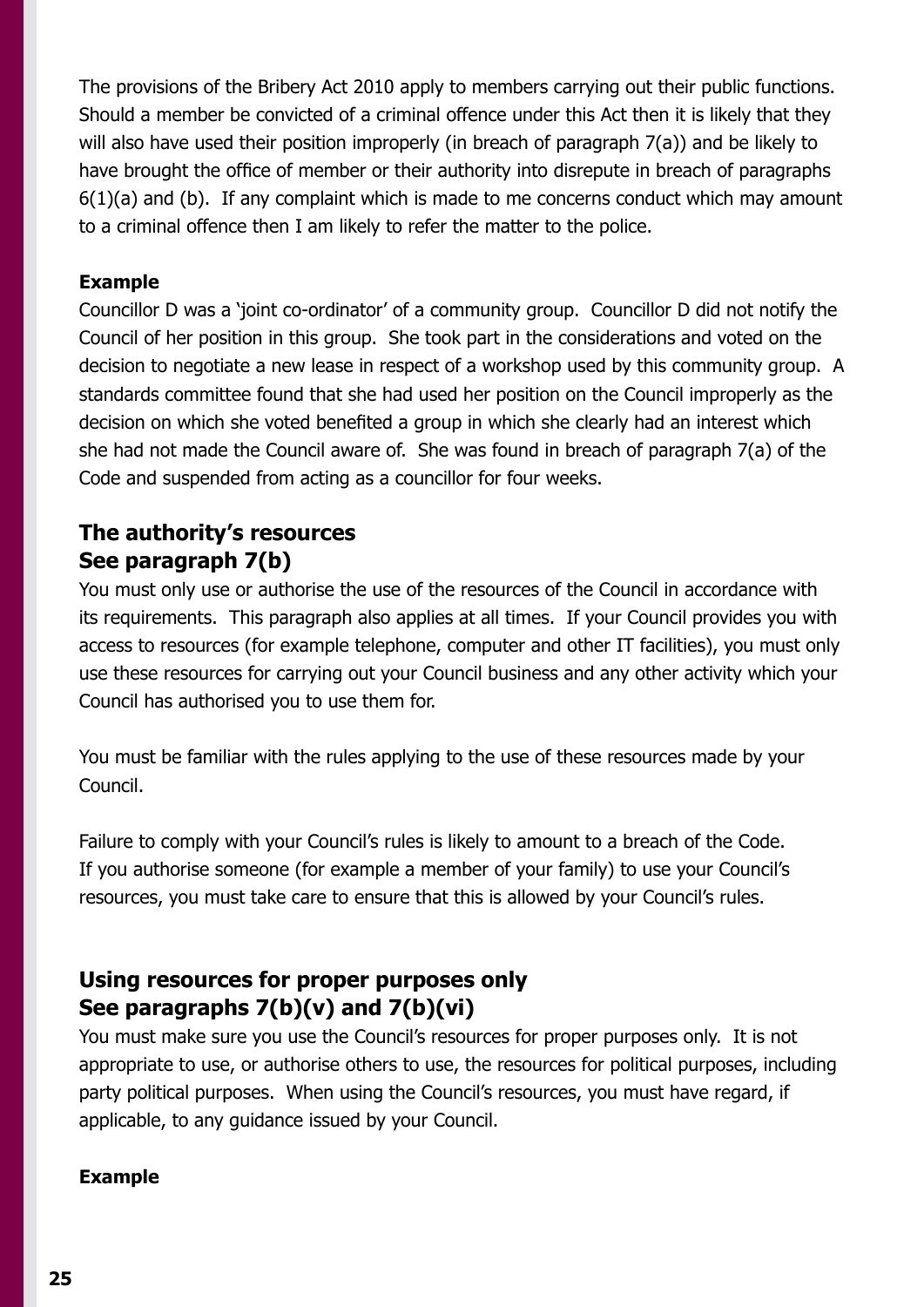The provisions of the Bribery Act 2010 apply to members carrying out their public functions. Should a member be convicted of a criminal offence under this Act then it is likely that they will also have used their position improperly (in breach of paragraph 7(a)) and be likely to have brought the office of member or their authority into disrepute in breach of paragraphs 6(1)(a) and (b). If any complaint which is made to me concerns conduct which may amount to a criminal offence then I am likely to refer the matter to the police.

**Example**

Councillor D was a 'joint co-ordinator' of a community group. Councillor D did not notify the Council of her position in this group. She took part in the considerations and voted on the decision to negotiate a new lease in respect of a workshop used by this community group. A standards committee found that she had used her position on the Council improperly as the decision on which she voted benefited a group in which she clearly had an interest which she had not made the Council aware of. She was found in breach of paragraph 7(a) of the Code and suspended from acting as a councillor for four weeks.

## The authority's resources
## See paragraph 7(b)

You must only use or authorise the use of the resources of the Council in accordance with its requirements. This paragraph also applies at all times. If your Council provides you with access to resources (for example telephone, computer and other IT facilities), you must only use these resources for carrying out your Council business and any other activity which your Council has authorised you to use them for.

You must be familiar with the rules applying to the use of these resources made by your Council.

Failure to comply with your Council's rules is likely to amount to a breach of the Code. If you authorise someone (for example a member of your family) to use your Council's resources, you must take care to ensure that this is allowed by your Council's rules.

## Using resources for proper purposes only
## See paragraphs 7(b)(v) and 7(b)(vi)

You must make sure you use the Council's resources for proper purposes only. It is not appropriate to use, or authorise others to use, the resources for political purposes, including party political purposes. When using the Council's resources, you must have regard, if applicable, to any guidance issued by your Council.

**Example**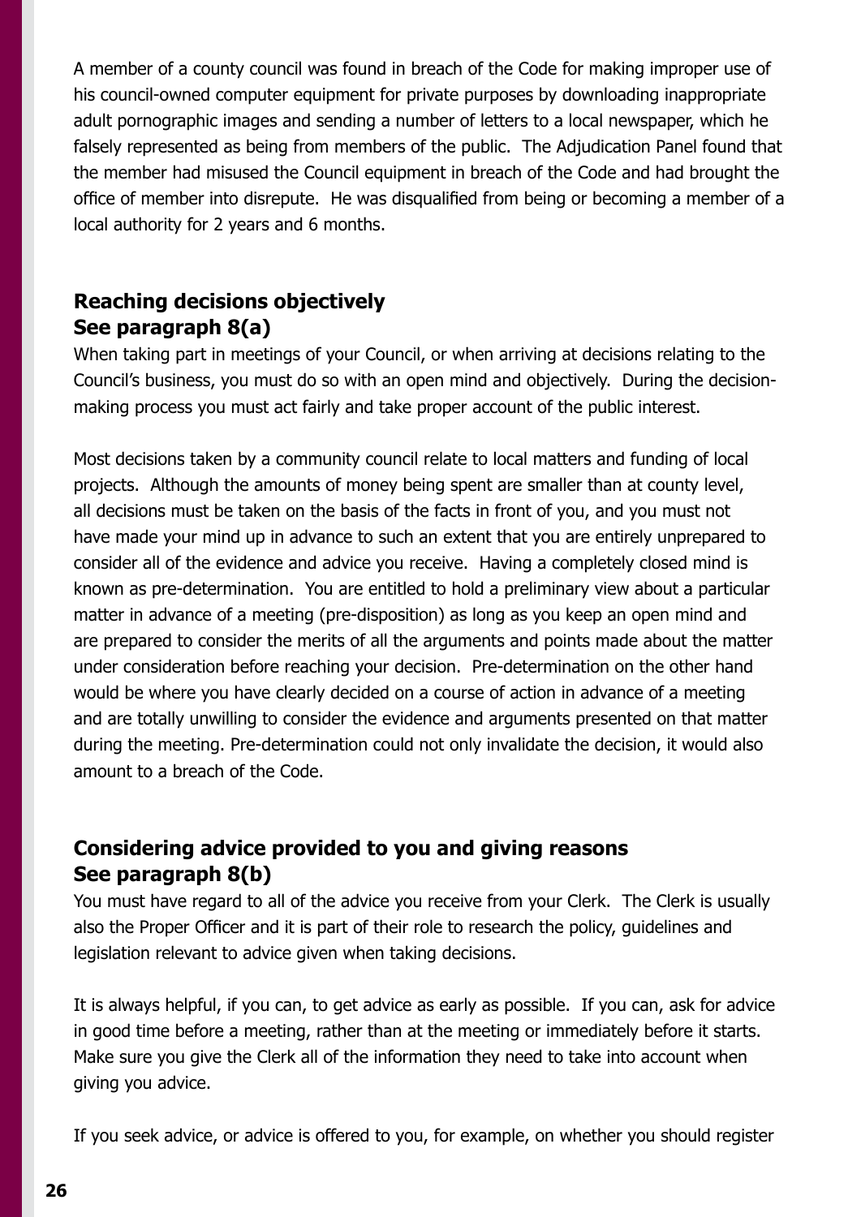A member of a county council was found in breach of the Code for making improper use of his council-owned computer equipment for private purposes by downloading inappropriate adult pornographic images and sending a number of letters to a local newspaper, which he falsely represented as being from members of the public. The Adjudication Panel found that the member had misused the Council equipment in breach of the Code and had brought the office of member into disrepute. He was disqualified from being or becoming a member of a local authority for 2 years and 6 months.

## Reaching decisions objectively
## See paragraph 8(a)

When taking part in meetings of your Council, or when arriving at decisions relating to the Council's business, you must do so with an open mind and objectively. During the decision-making process you must act fairly and take proper account of the public interest.

Most decisions taken by a community council relate to local matters and funding of local projects. Although the amounts of money being spent are smaller than at county level, all decisions must be taken on the basis of the facts in front of you, and you must not have made your mind up in advance to such an extent that you are entirely unprepared to consider all of the evidence and advice you receive. Having a completely closed mind is known as pre-determination. You are entitled to hold a preliminary view about a particular matter in advance of a meeting (pre-disposition) as long as you keep an open mind and are prepared to consider the merits of all the arguments and points made about the matter under consideration before reaching your decision. Pre-determination on the other hand would be where you have clearly decided on a course of action in advance of a meeting and are totally unwilling to consider the evidence and arguments presented on that matter during the meeting. Pre-determination could not only invalidate the decision, it would also amount to a breach of the Code.

## Considering advice provided to you and giving reasons
## See paragraph 8(b)

You must have regard to all of the advice you receive from your Clerk. The Clerk is usually also the Proper Officer and it is part of their role to research the policy, guidelines and legislation relevant to advice given when taking decisions.

It is always helpful, if you can, to get advice as early as possible. If you can, ask for advice in good time before a meeting, rather than at the meeting or immediately before it starts. Make sure you give the Clerk all of the information they need to take into account when giving you advice.

If you seek advice, or advice is offered to you, for example, on whether you should register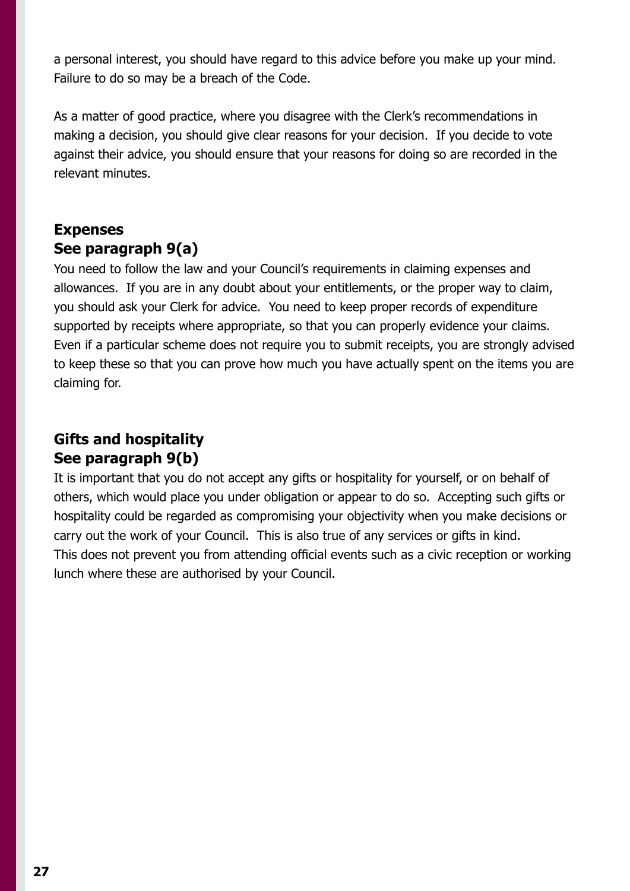a personal interest, you should have regard to this advice before you make up your mind. Failure to do so may be a breach of the Code.

As a matter of good practice, where you disagree with the Clerk's recommendations in making a decision, you should give clear reasons for your decision. If you decide to vote against their advice, you should ensure that your reasons for doing so are recorded in the relevant minutes.

## Expenses
## See paragraph 9(a)

You need to follow the law and your Council's requirements in claiming expenses and allowances. If you are in any doubt about your entitlements, or the proper way to claim, you should ask your Clerk for advice. You need to keep proper records of expenditure supported by receipts where appropriate, so that you can properly evidence your claims. Even if a particular scheme does not require you to submit receipts, you are strongly advised to keep these so that you can prove how much you have actually spent on the items you are claiming for.

## Gifts and hospitality
## See paragraph 9(b)

It is important that you do not accept any gifts or hospitality for yourself, or on behalf of others, which would place you under obligation or appear to do so. Accepting such gifts or hospitality could be regarded as compromising your objectivity when you make decisions or carry out the work of your Council. This is also true of any services or gifts in kind.
This does not prevent you from attending official events such as a civic reception or working lunch where these are authorised by your Council.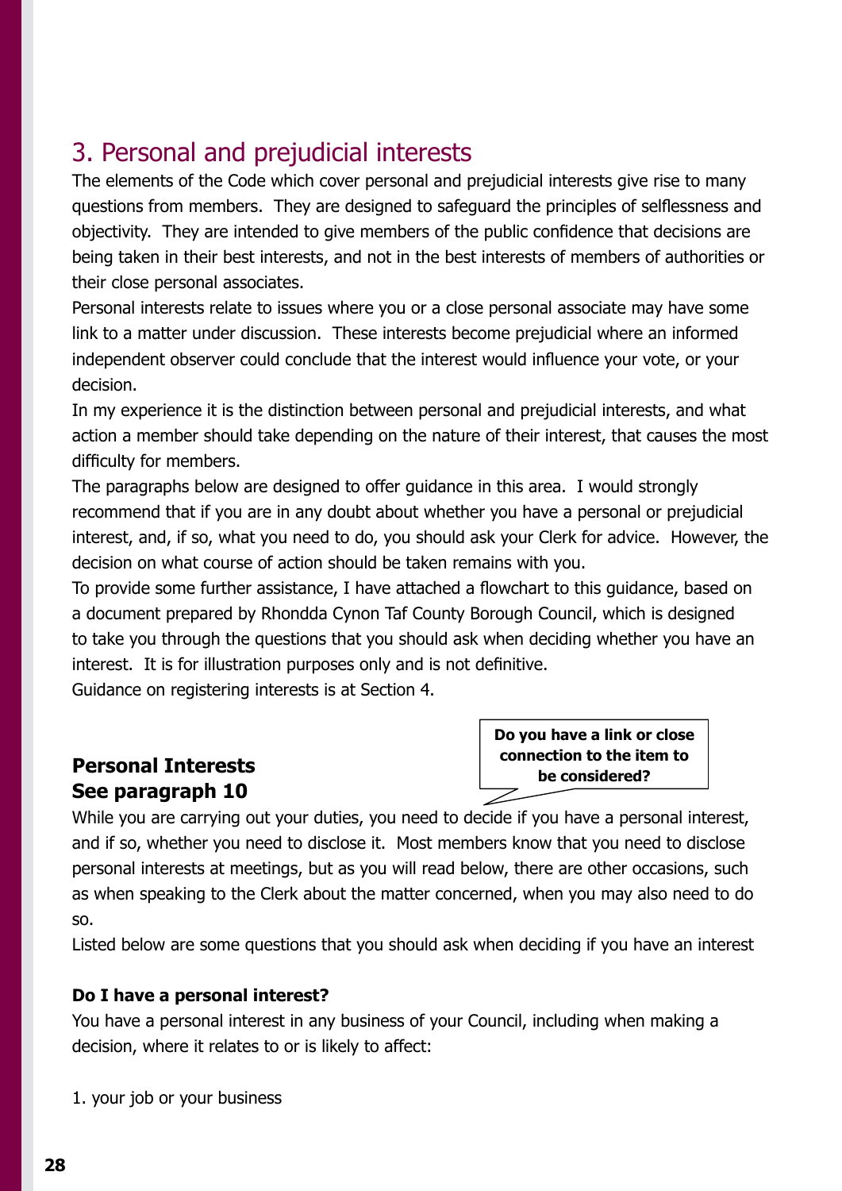## 3. Personal and prejudicial interests

The elements of the Code which cover personal and prejudicial interests give rise to many questions from members. They are designed to safeguard the principles of selflessness and objectivity. They are intended to give members of the public confidence that decisions are being taken in their best interests, and not in the best interests of members of authorities or their close personal associates.

Personal interests relate to issues where you or a close personal associate may have some link to a matter under discussion. These interests become prejudicial where an informed independent observer could conclude that the interest would influence your vote, or your decision.

In my experience it is the distinction between personal and prejudicial interests, and what action a member should take depending on the nature of their interest, that causes the most difficulty for members.

The paragraphs below are designed to offer guidance in this area. I would strongly recommend that if you are in any doubt about whether you have a personal or prejudicial interest, and, if so, what you need to do, you should ask your Clerk for advice. However, the decision on what course of action should be taken remains with you.

To provide some further assistance, I have attached a flowchart to this guidance, based on a document prepared by Rhondda Cynon Taf County Borough Council, which is designed to take you through the questions that you should ask when deciding whether you have an interest. It is for illustration purposes only and is not definitive.

Guidance on registering interests is at Section 4.

### Personal Interests
### See paragraph 10

**Do you have a link or close connection to the item to be considered?**

While you are carrying out your duties, you need to decide if you have a personal interest, and if so, whether you need to disclose it. Most members know that you need to disclose personal interests at meetings, but as you will read below, there are other occasions, such as when speaking to the Clerk about the matter concerned, when you may also need to do so.

Listed below are some questions that you should ask when deciding if you have an interest

**Do I have a personal interest?**

You have a personal interest in any business of your Council, including when making a decision, where it relates to or is likely to affect:

1. your job or your business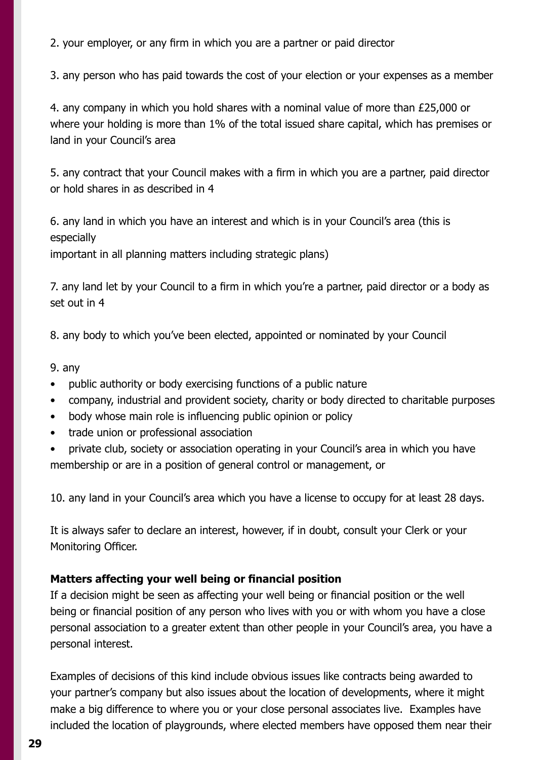2. your employer, or any firm in which you are a partner or paid director

3. any person who has paid towards the cost of your election or your expenses as a member

4. any company in which you hold shares with a nominal value of more than £25,000 or where your holding is more than 1% of the total issued share capital, which has premises or land in your Council's area

5. any contract that your Council makes with a firm in which you are a partner, paid director or hold shares in as described in 4

6. any land in which you have an interest and which is in your Council's area (this is especially
important in all planning matters including strategic plans)

7. any land let by your Council to a firm in which you're a partner, paid director or a body as set out in 4

8. any body to which you've been elected, appointed or nominated by your Council

9. any

- public authority or body exercising functions of a public nature
- company, industrial and provident society, charity or body directed to charitable purposes
- body whose main role is influencing public opinion or policy
- trade union or professional association
- private club, society or association operating in your Council's area in which you have membership or are in a position of general control or management, or

10. any land in your Council's area which you have a license to occupy for at least 28 days.

It is always safer to declare an interest, however, if in doubt, consult your Clerk or your Monitoring Officer.

**Matters affecting your well being or financial position**

If a decision might be seen as affecting your well being or financial position or the well being or financial position of any person who lives with you or with whom you have a close personal association to a greater extent than other people in your Council's area, you have a personal interest.

Examples of decisions of this kind include obvious issues like contracts being awarded to your partner's company but also issues about the location of developments, where it might make a big difference to where you or your close personal associates live. Examples have included the location of playgrounds, where elected members have opposed them near their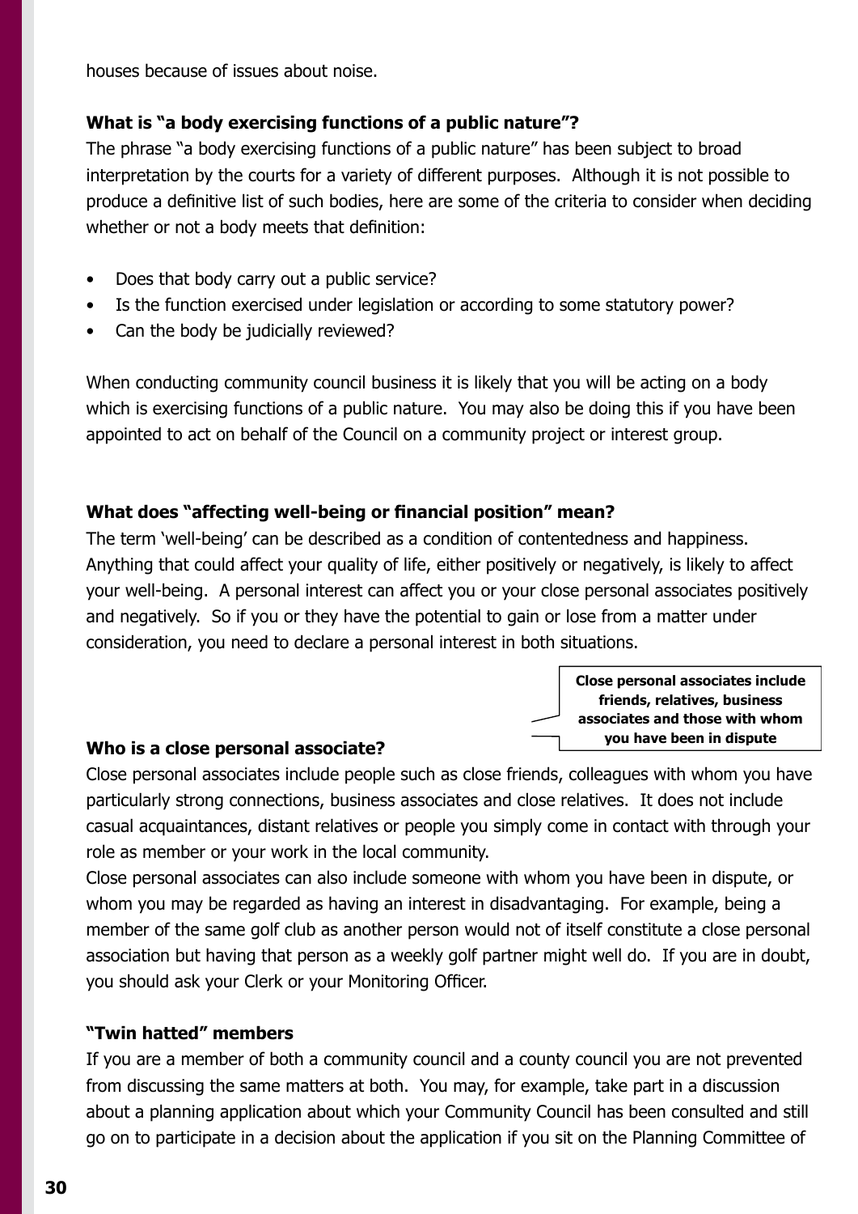houses because of issues about noise.

**What is "a body exercising functions of a public nature"?**

The phrase "a body exercising functions of a public nature" has been subject to broad interpretation by the courts for a variety of different purposes. Although it is not possible to produce a definitive list of such bodies, here are some of the criteria to consider when deciding whether or not a body meets that definition:

- Does that body carry out a public service?
- Is the function exercised under legislation or according to some statutory power?
- Can the body be judicially reviewed?

When conducting community council business it is likely that you will be acting on a body which is exercising functions of a public nature. You may also be doing this if you have been appointed to act on behalf of the Council on a community project or interest group.

**What does "affecting well-being or financial position" mean?**

The term 'well-being' can be described as a condition of contentedness and happiness. Anything that could affect your quality of life, either positively or negatively, is likely to affect your well-being. A personal interest can affect you or your close personal associates positively and negatively. So if you or they have the potential to gain or lose from a matter under consideration, you need to declare a personal interest in both situations.

**Close personal associates include friends, relatives, business associates and those with whom you have been in dispute**

**Who is a close personal associate?**

Close personal associates include people such as close friends, colleagues with whom you have particularly strong connections, business associates and close relatives. It does not include casual acquaintances, distant relatives or people you simply come in contact with through your role as member or your work in the local community.

Close personal associates can also include someone with whom you have been in dispute, or whom you may be regarded as having an interest in disadvantaging. For example, being a member of the same golf club as another person would not of itself constitute a close personal association but having that person as a weekly golf partner might well do. If you are in doubt, you should ask your Clerk or your Monitoring Officer.

**"Twin hatted" members**

If you are a member of both a community council and a county council you are not prevented from discussing the same matters at both. You may, for example, take part in a discussion about a planning application about which your Community Council has been consulted and still go on to participate in a decision about the application if you sit on the Planning Committee of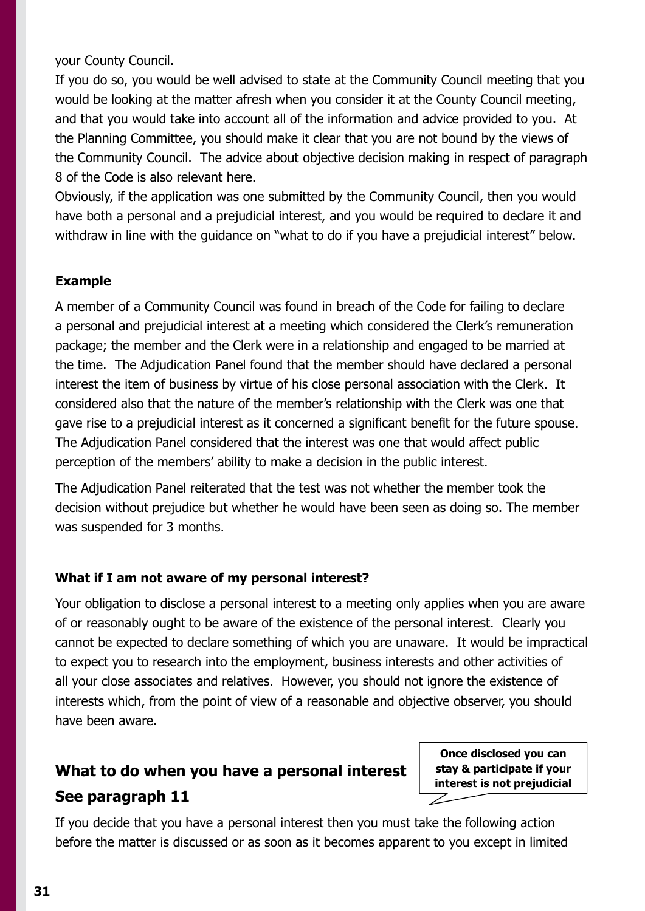your County Council.

If you do so, you would be well advised to state at the Community Council meeting that you would be looking at the matter afresh when you consider it at the County Council meeting, and that you would take into account all of the information and advice provided to you. At the Planning Committee, you should make it clear that you are not bound by the views of the Community Council. The advice about objective decision making in respect of paragraph 8 of the Code is also relevant here.

Obviously, if the application was one submitted by the Community Council, then you would have both a personal and a prejudicial interest, and you would be required to declare it and withdraw in line with the guidance on "what to do if you have a prejudicial interest" below.

**Example**

A member of a Community Council was found in breach of the Code for failing to declare a personal and prejudicial interest at a meeting which considered the Clerk's remuneration package; the member and the Clerk were in a relationship and engaged to be married at the time. The Adjudication Panel found that the member should have declared a personal interest the item of business by virtue of his close personal association with the Clerk. It considered also that the nature of the member's relationship with the Clerk was one that gave rise to a prejudicial interest as it concerned a significant benefit for the future spouse. The Adjudication Panel considered that the interest was one that would affect public perception of the members' ability to make a decision in the public interest.

The Adjudication Panel reiterated that the test was not whether the member took the decision without prejudice but whether he would have been seen as doing so. The member was suspended for 3 months.

### What if I am not aware of my personal interest?

Your obligation to disclose a personal interest to a meeting only applies when you are aware of or reasonably ought to be aware of the existence of the personal interest. Clearly you cannot be expected to declare something of which you are unaware. It would be impractical to expect you to research into the employment, business interests and other activities of all your close associates and relatives. However, you should not ignore the existence of interests which, from the point of view of a reasonable and objective observer, you should have been aware.

## What to do when you have a personal interest See paragraph 11

**Once disclosed you can stay & participate if your interest is not prejudicial**

If you decide that you have a personal interest then you must take the following action before the matter is discussed or as soon as it becomes apparent to you except in limited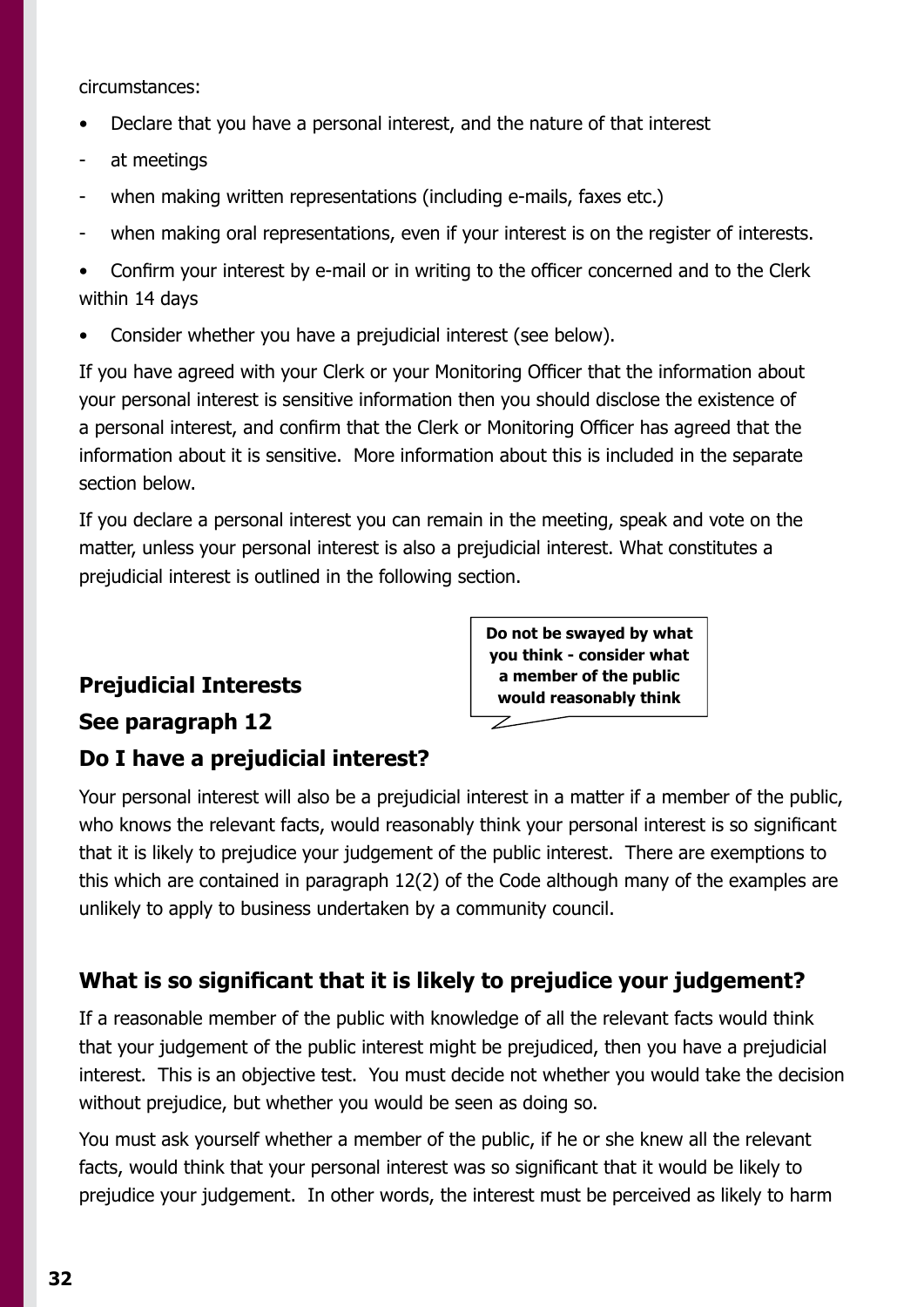circumstances:

- Declare that you have a personal interest, and the nature of that interest
  - at meetings
  - when making written representations (including e-mails, faxes etc.)
  - when making oral representations, even if your interest is on the register of interests.
- Confirm your interest by e-mail or in writing to the officer concerned and to the Clerk within 14 days
- Consider whether you have a prejudicial interest (see below).

If you have agreed with your Clerk or your Monitoring Officer that the information about your personal interest is sensitive information then you should disclose the existence of a personal interest, and confirm that the Clerk or Monitoring Officer has agreed that the information about it is sensitive. More information about this is included in the separate section below.

If you declare a personal interest you can remain in the meeting, speak and vote on the matter, unless your personal interest is also a prejudicial interest. What constitutes a prejudicial interest is outlined in the following section.

**Do not be swayed by what you think - consider what a member of the public would reasonably think**

## Prejudicial Interests

## See paragraph 12

## Do I have a prejudicial interest?

Your personal interest will also be a prejudicial interest in a matter if a member of the public, who knows the relevant facts, would reasonably think your personal interest is so significant that it is likely to prejudice your judgement of the public interest. There are exemptions to this which are contained in paragraph 12(2) of the Code although many of the examples are unlikely to apply to business undertaken by a community council.

## What is so significant that it is likely to prejudice your judgement?

If a reasonable member of the public with knowledge of all the relevant facts would think that your judgement of the public interest might be prejudiced, then you have a prejudicial interest. This is an objective test. You must decide not whether you would take the decision without prejudice, but whether you would be seen as doing so.

You must ask yourself whether a member of the public, if he or she knew all the relevant facts, would think that your personal interest was so significant that it would be likely to prejudice your judgement. In other words, the interest must be perceived as likely to harm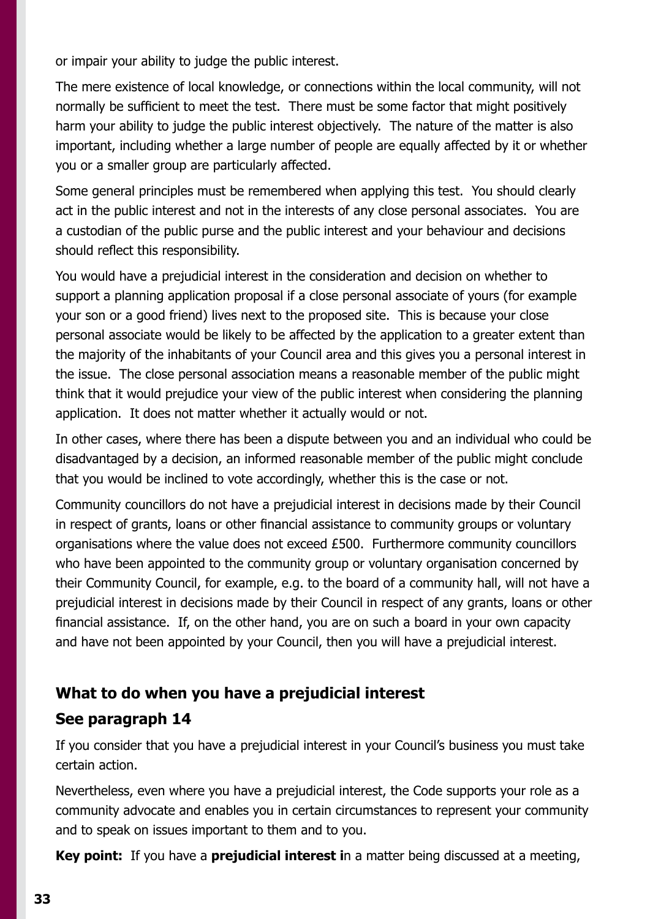or impair your ability to judge the public interest.

The mere existence of local knowledge, or connections within the local community, will not normally be sufficient to meet the test. There must be some factor that might positively harm your ability to judge the public interest objectively. The nature of the matter is also important, including whether a large number of people are equally affected by it or whether you or a smaller group are particularly affected.

Some general principles must be remembered when applying this test. You should clearly act in the public interest and not in the interests of any close personal associates. You are a custodian of the public purse and the public interest and your behaviour and decisions should reflect this responsibility.

You would have a prejudicial interest in the consideration and decision on whether to support a planning application proposal if a close personal associate of yours (for example your son or a good friend) lives next to the proposed site. This is because your close personal associate would be likely to be affected by the application to a greater extent than the majority of the inhabitants of your Council area and this gives you a personal interest in the issue. The close personal association means a reasonable member of the public might think that it would prejudice your view of the public interest when considering the planning application. It does not matter whether it actually would or not.

In other cases, where there has been a dispute between you and an individual who could be disadvantaged by a decision, an informed reasonable member of the public might conclude that you would be inclined to vote accordingly, whether this is the case or not.

Community councillors do not have a prejudicial interest in decisions made by their Council in respect of grants, loans or other financial assistance to community groups or voluntary organisations where the value does not exceed £500. Furthermore community councillors who have been appointed to the community group or voluntary organisation concerned by their Community Council, for example, e.g. to the board of a community hall, will not have a prejudicial interest in decisions made by their Council in respect of any grants, loans or other financial assistance. If, on the other hand, you are on such a board in your own capacity and have not been appointed by your Council, then you will have a prejudicial interest.

## What to do when you have a prejudicial interest

## See paragraph 14

If you consider that you have a prejudicial interest in your Council's business you must take certain action.

Nevertheless, even where you have a prejudicial interest, the Code supports your role as a community advocate and enables you in certain circumstances to represent your community and to speak on issues important to them and to you.

**Key point:** If you have a **prejudicial interest i**n a matter being discussed at a meeting,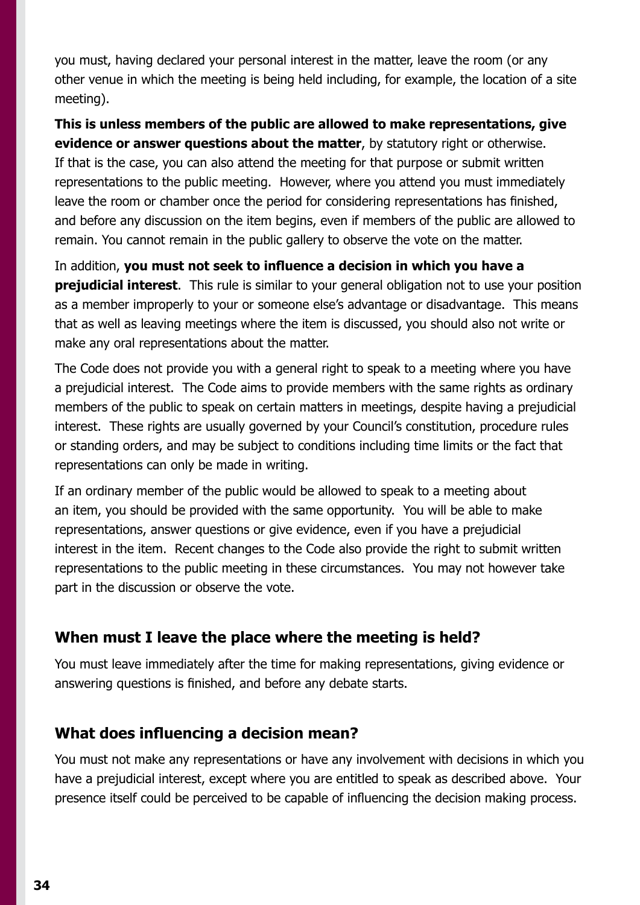you must, having declared your personal interest in the matter, leave the room (or any other venue in which the meeting is being held including, for example, the location of a site meeting).

**This is unless members of the public are allowed to make representations, give evidence or answer questions about the matter**, by statutory right or otherwise. If that is the case, you can also attend the meeting for that purpose or submit written representations to the public meeting. However, where you attend you must immediately leave the room or chamber once the period for considering representations has finished, and before any discussion on the item begins, even if members of the public are allowed to remain. You cannot remain in the public gallery to observe the vote on the matter.

In addition, **you must not seek to influence a decision in which you have a prejudicial interest**. This rule is similar to your general obligation not to use your position as a member improperly to your or someone else's advantage or disadvantage. This means that as well as leaving meetings where the item is discussed, you should also not write or make any oral representations about the matter.

The Code does not provide you with a general right to speak to a meeting where you have a prejudicial interest. The Code aims to provide members with the same rights as ordinary members of the public to speak on certain matters in meetings, despite having a prejudicial interest. These rights are usually governed by your Council's constitution, procedure rules or standing orders, and may be subject to conditions including time limits or the fact that representations can only be made in writing.

If an ordinary member of the public would be allowed to speak to a meeting about an item, you should be provided with the same opportunity. You will be able to make representations, answer questions or give evidence, even if you have a prejudicial interest in the item. Recent changes to the Code also provide the right to submit written representations to the public meeting in these circumstances. You may not however take part in the discussion or observe the vote.

## When must I leave the place where the meeting is held?

You must leave immediately after the time for making representations, giving evidence or answering questions is finished, and before any debate starts.

## What does influencing a decision mean?

You must not make any representations or have any involvement with decisions in which you have a prejudicial interest, except where you are entitled to speak as described above. Your presence itself could be perceived to be capable of influencing the decision making process.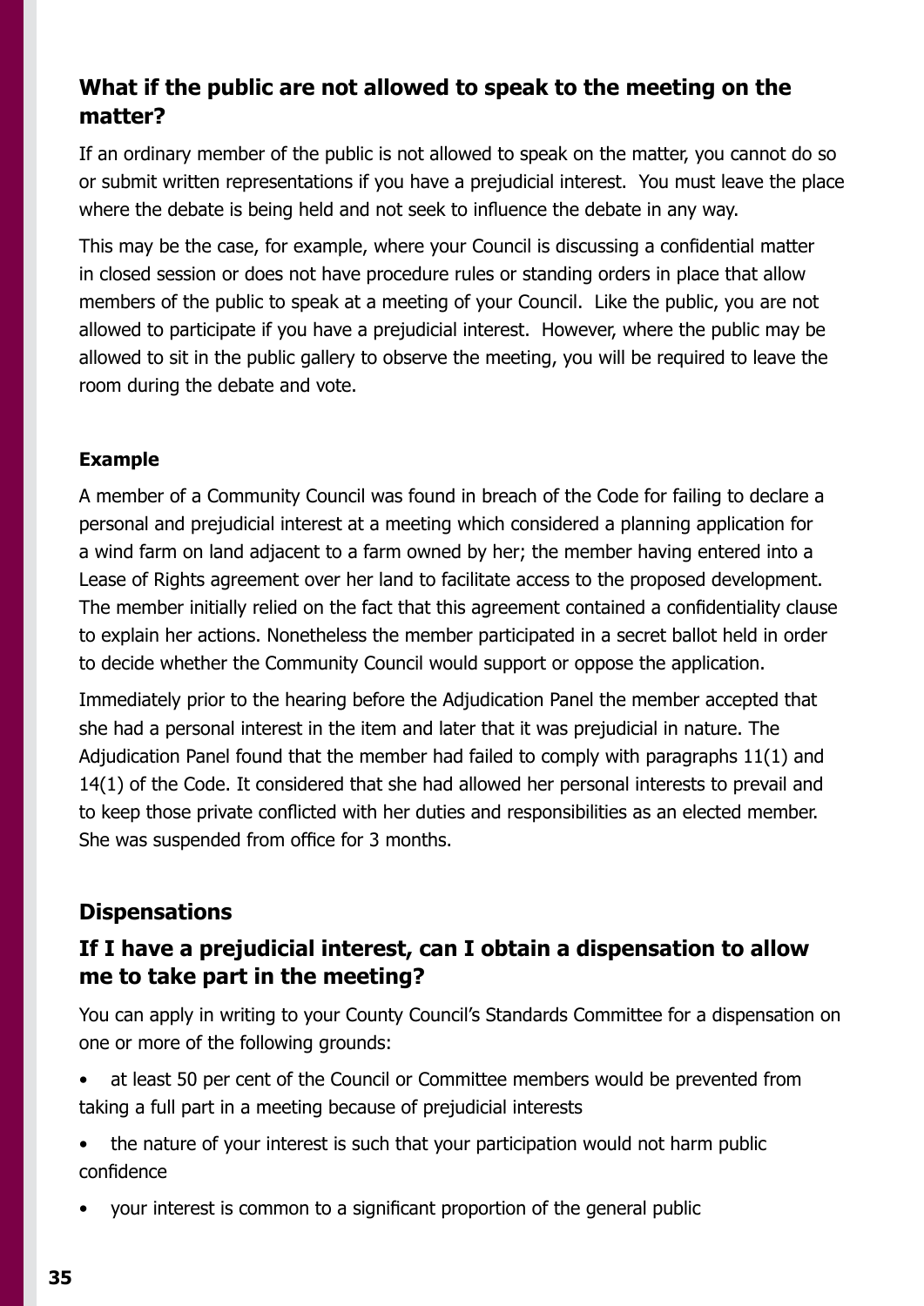### What if the public are not allowed to speak to the meeting on the matter?

If an ordinary member of the public is not allowed to speak on the matter, you cannot do so or submit written representations if you have a prejudicial interest. You must leave the place where the debate is being held and not seek to influence the debate in any way.

This may be the case, for example, where your Council is discussing a confidential matter in closed session or does not have procedure rules or standing orders in place that allow members of the public to speak at a meeting of your Council. Like the public, you are not allowed to participate if you have a prejudicial interest. However, where the public may be allowed to sit in the public gallery to observe the meeting, you will be required to leave the room during the debate and vote.

#### Example

A member of a Community Council was found in breach of the Code for failing to declare a personal and prejudicial interest at a meeting which considered a planning application for a wind farm on land adjacent to a farm owned by her; the member having entered into a Lease of Rights agreement over her land to facilitate access to the proposed development. The member initially relied on the fact that this agreement contained a confidentiality clause to explain her actions. Nonetheless the member participated in a secret ballot held in order to decide whether the Community Council would support or oppose the application.

Immediately prior to the hearing before the Adjudication Panel the member accepted that she had a personal interest in the item and later that it was prejudicial in nature. The Adjudication Panel found that the member had failed to comply with paragraphs 11(1) and 14(1) of the Code. It considered that she had allowed her personal interests to prevail and to keep those private conflicted with her duties and responsibilities as an elected member. She was suspended from office for 3 months.

## Dispensations

### If I have a prejudicial interest, can I obtain a dispensation to allow me to take part in the meeting?

You can apply in writing to your County Council's Standards Committee for a dispensation on one or more of the following grounds:

- at least 50 per cent of the Council or Committee members would be prevented from taking a full part in a meeting because of prejudicial interests
- the nature of your interest is such that your participation would not harm public confidence
- your interest is common to a significant proportion of the general public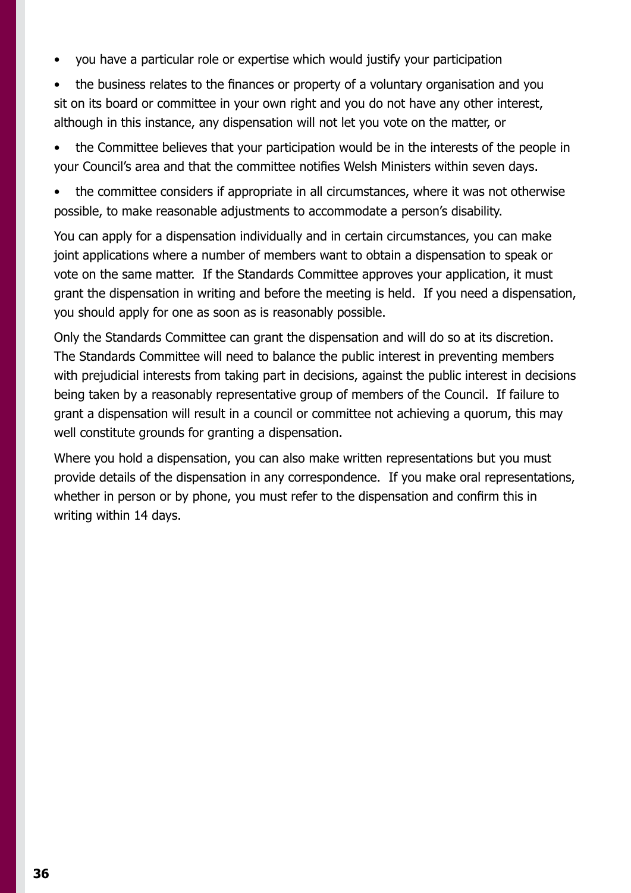- you have a particular role or expertise which would justify your participation
- the business relates to the finances or property of a voluntary organisation and you sit on its board or committee in your own right and you do not have any other interest, although in this instance, any dispensation will not let you vote on the matter, or
- the Committee believes that your participation would be in the interests of the people in your Council's area and that the committee notifies Welsh Ministers within seven days.
- the committee considers if appropriate in all circumstances, where it was not otherwise possible, to make reasonable adjustments to accommodate a person's disability.

You can apply for a dispensation individually and in certain circumstances, you can make joint applications where a number of members want to obtain a dispensation to speak or vote on the same matter. If the Standards Committee approves your application, it must grant the dispensation in writing and before the meeting is held. If you need a dispensation, you should apply for one as soon as is reasonably possible.

Only the Standards Committee can grant the dispensation and will do so at its discretion. The Standards Committee will need to balance the public interest in preventing members with prejudicial interests from taking part in decisions, against the public interest in decisions being taken by a reasonably representative group of members of the Council. If failure to grant a dispensation will result in a council or committee not achieving a quorum, this may well constitute grounds for granting a dispensation.

Where you hold a dispensation, you can also make written representations but you must provide details of the dispensation in any correspondence. If you make oral representations, whether in person or by phone, you must refer to the dispensation and confirm this in writing within 14 days.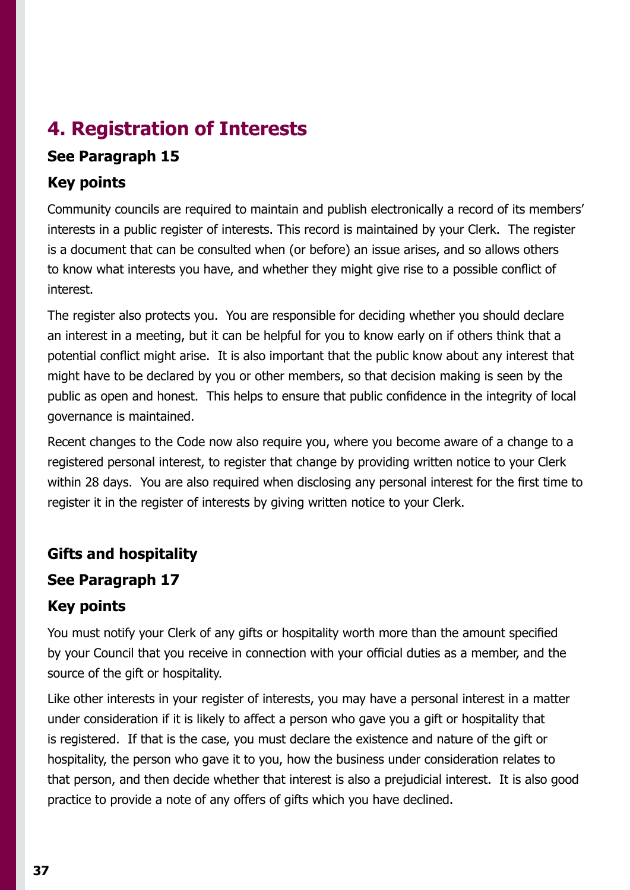## 4. Registration of Interests

### See Paragraph 15

### Key points

Community councils are required to maintain and publish electronically a record of its members' interests in a public register of interests. This record is maintained by your Clerk.  The register is a document that can be consulted when (or before) an issue arises, and so allows others to know what interests you have, and whether they might give rise to a possible conflict of interest.

The register also protects you.  You are responsible for deciding whether you should declare an interest in a meeting, but it can be helpful for you to know early on if others think that a potential conflict might arise.  It is also important that the public know about any interest that might have to be declared by you or other members, so that decision making is seen by the public as open and honest.  This helps to ensure that public confidence in the integrity of local governance is maintained.

Recent changes to the Code now also require you, where you become aware of a change to a registered personal interest, to register that change by providing written notice to your Clerk within 28 days.  You are also required when disclosing any personal interest for the first time to register it in the register of interests by giving written notice to your Clerk.

### Gifts and hospitality

### See Paragraph 17

### Key points

You must notify your Clerk of any gifts or hospitality worth more than the amount specified by your Council that you receive in connection with your official duties as a member, and the source of the gift or hospitality.

Like other interests in your register of interests, you may have a personal interest in a matter under consideration if it is likely to affect a person who gave you a gift or hospitality that is registered.  If that is the case, you must declare the existence and nature of the gift or hospitality, the person who gave it to you, how the business under consideration relates to that person, and then decide whether that interest is also a prejudicial interest.  It is also good practice to provide a note of any offers of gifts which you have declined.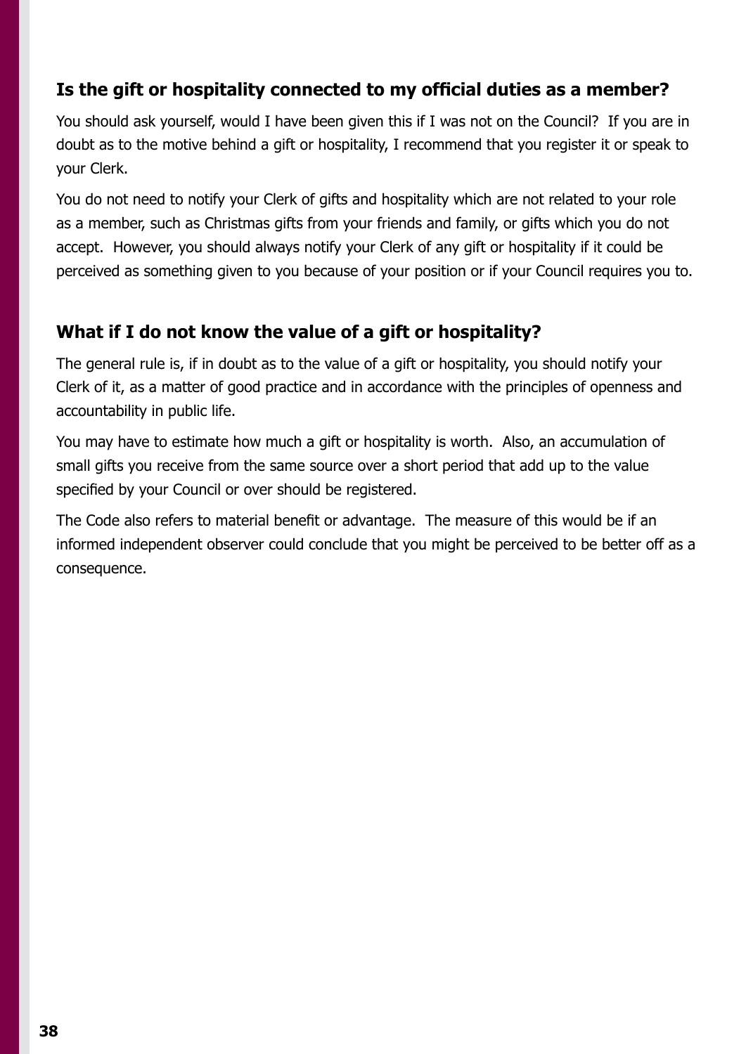## Is the gift or hospitality connected to my official duties as a member?

You should ask yourself, would I have been given this if I was not on the Council? If you are in doubt as to the motive behind a gift or hospitality, I recommend that you register it or speak to your Clerk.

You do not need to notify your Clerk of gifts and hospitality which are not related to your role as a member, such as Christmas gifts from your friends and family, or gifts which you do not accept. However, you should always notify your Clerk of any gift or hospitality if it could be perceived as something given to you because of your position or if your Council requires you to.

## What if I do not know the value of a gift or hospitality?

The general rule is, if in doubt as to the value of a gift or hospitality, you should notify your Clerk of it, as a matter of good practice and in accordance with the principles of openness and accountability in public life.

You may have to estimate how much a gift or hospitality is worth. Also, an accumulation of small gifts you receive from the same source over a short period that add up to the value specified by your Council or over should be registered.

The Code also refers to material benefit or advantage. The measure of this would be if an informed independent observer could conclude that you might be perceived to be better off as a consequence.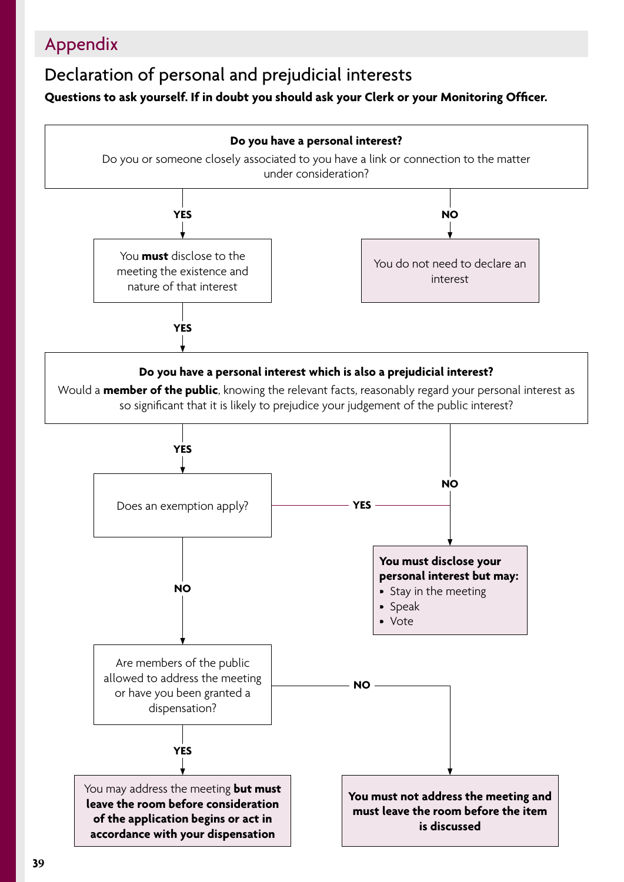## Appendix

### Declaration of personal and prejudicial interests

**Questions to ask yourself. If in doubt you should ask your Clerk or your Monitoring Officer.**

**Do you have a personal interest?**

Do you or someone closely associated to you have a link or connection to the matter under consideration?

- **NO** → You do not need to declare an interest
- **YES** → You **must** disclose to the meeting the existence and nature of that interest

**YES** ↓

**Do you have a personal interest which is also a prejudicial interest?**

Would a **member of the public**, knowing the relevant facts, reasonably regard your personal interest as so significant that it is likely to prejudice your judgement of the public interest?

- **NO** → **You must disclose your personal interest but may:**
  - Stay in the meeting
  - Speak
  - Vote
- **YES** → Does an exemption apply?
  - **YES** → **You must disclose your personal interest but may:**
    - Stay in the meeting
    - Speak
    - Vote
  - **NO** → Are members of the public allowed to address the meeting or have you been granted a dispensation?
    - **YES** → You may address the meeting **but must leave the room before consideration of the application begins or act in accordance with your dispensation**
    - **NO** → **You must not address the meeting and must leave the room before the item is discussed**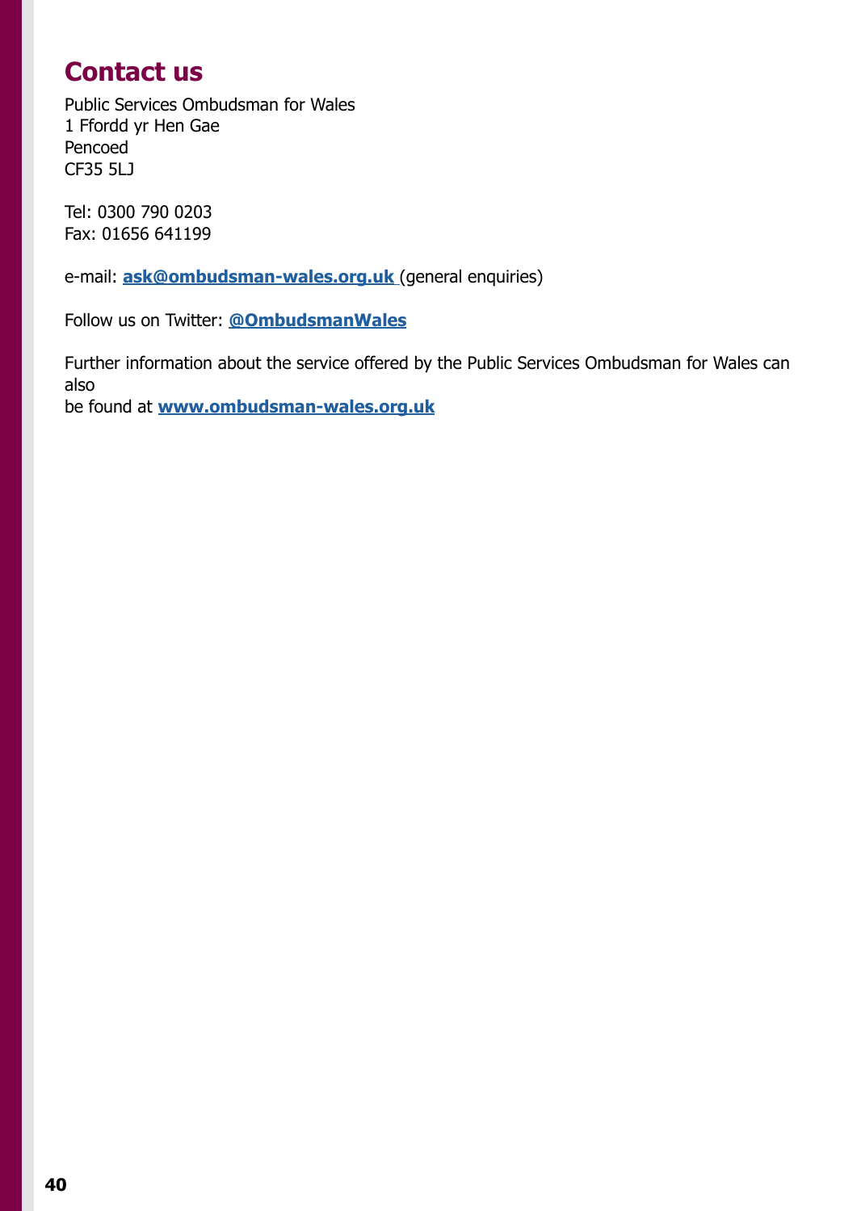# Contact us

Public Services Ombudsman for Wales
1 Ffordd yr Hen Gae
Pencoed
CF35 5LJ

Tel: 0300 790 0203
Fax: 01656 641199

e-mail: **ask@ombudsman-wales.org.uk** (general enquiries)

Follow us on Twitter: **@OmbudsmanWales**

Further information about the service offered by the Public Services Ombudsman for Wales can also
be found at **www.ombudsman-wales.org.uk**